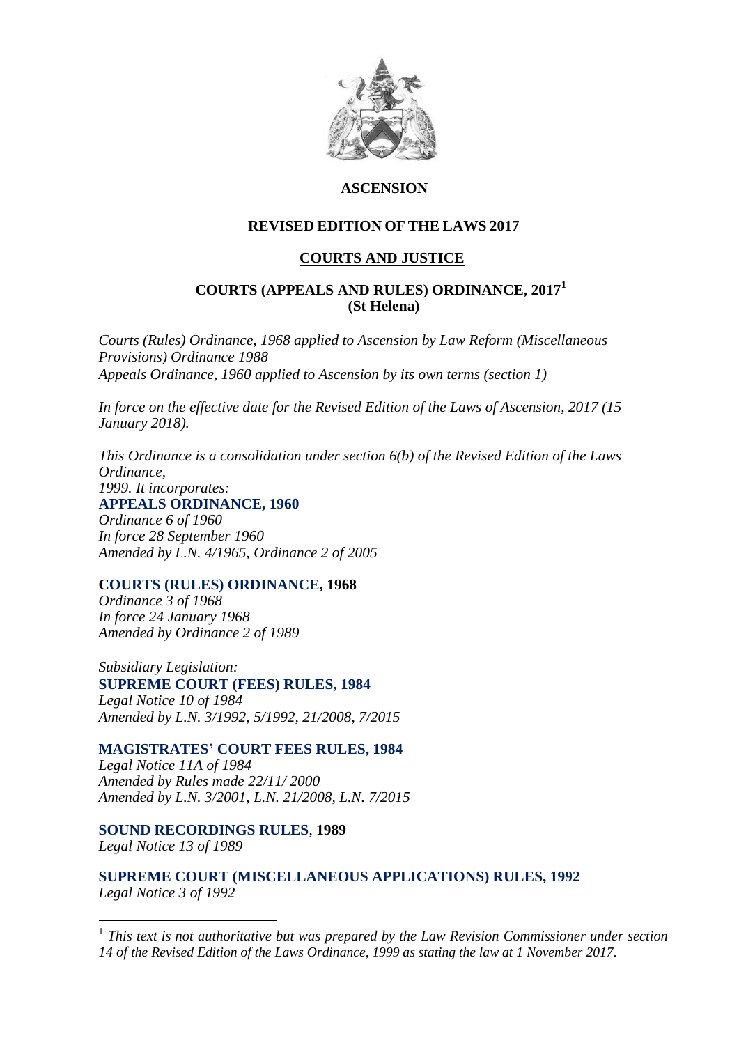# ASCENSION

## REVISED EDITION OF THE LAWS 2017

## COURTS AND JUSTICE

## COURTS (APPEALS AND RULES) ORDINANCE, 2017[1]
## (St Helena)

*Courts (Rules) Ordinance, 1968 applied to Ascension by Law Reform (Miscellaneous Provisions) Ordinance 1988*
*Appeals Ordinance, 1960 applied to Ascension by its own terms (section 1)*

*In force on the effective date for the Revised Edition of the Laws of Ascension, 2017 (15 January 2018).*

*This Ordinance is a consolidation under section 6(b) of the Revised Edition of the Laws Ordinance,*
*1999. It incorporates:*

**APPEALS ORDINANCE, 1960**
*Ordinance 6 of 1960*
*In force 28 September 1960*
*Amended by L.N. 4/1965, Ordinance 2 of 2005*

**COURTS (RULES) ORDINANCE, 1968**
*Ordinance 3 of 1968*
*In force 24 January 1968*
*Amended by Ordinance 2 of 1989*

*Subsidiary Legislation:*
**SUPREME COURT (FEES) RULES, 1984**
*Legal Notice 10 of 1984*
*Amended by L.N. 3/1992, 5/1992, 21/2008, 7/2015*

**MAGISTRATES' COURT FEES RULES, 1984**
*Legal Notice 11A of 1984*
*Amended by Rules made 22/11/ 2000*
*Amended by L.N. 3/2001, L.N. 21/2008, L.N. 7/2015*

**SOUND RECORDINGS RULES, 1989**
*Legal Notice 13 of 1989*

**SUPREME COURT (MISCELLANEOUS APPLICATIONS) RULES, 1992**
*Legal Notice 3 of 1992*

---

[1] *This text is not authoritative but was prepared by the Law Revision Commissioner under section 14 of the Revised Edition of the Laws Ordinance, 1999 as stating the law at 1 November 2017.*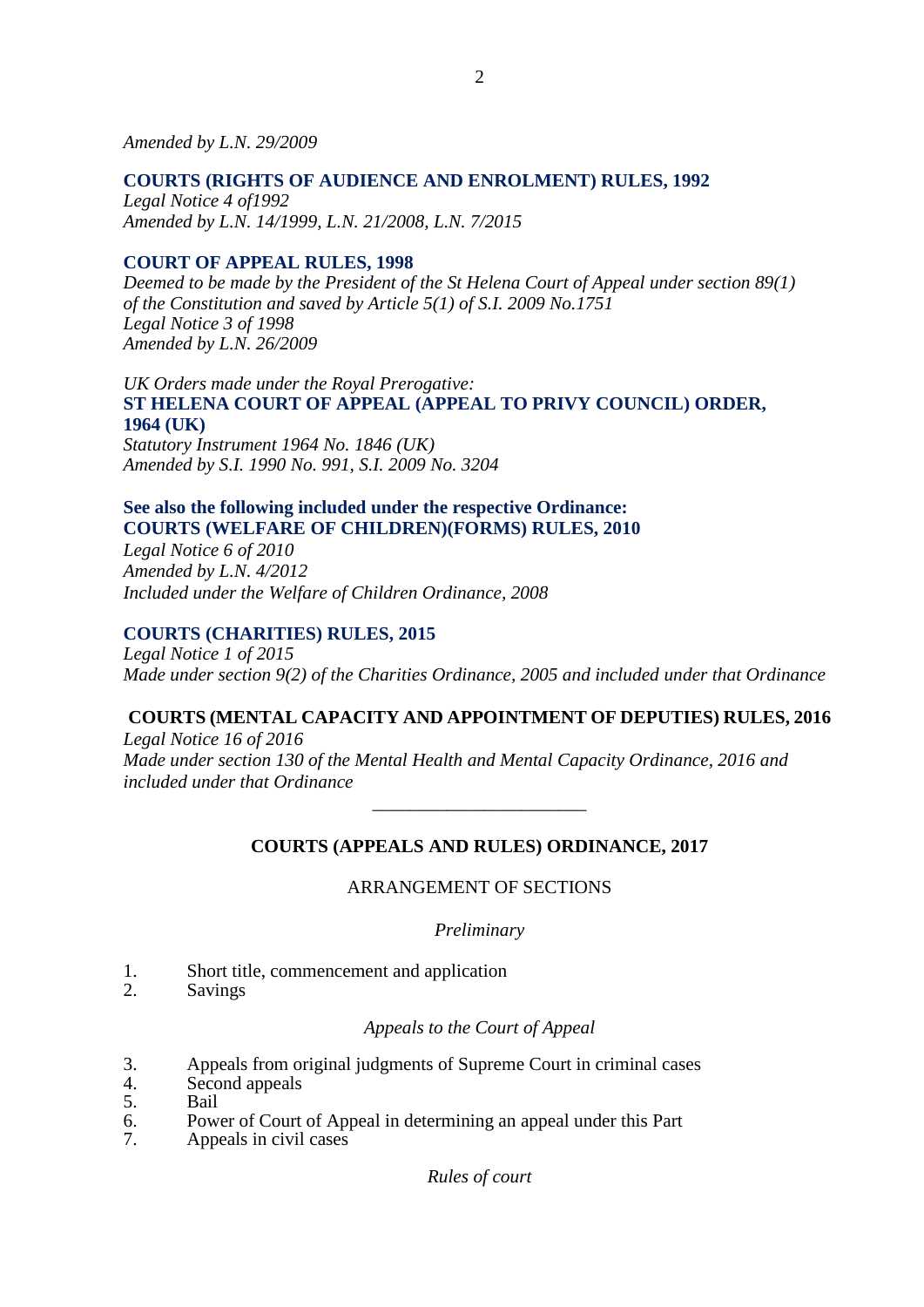*Amended by L.N. 29/2009*

**COURTS (RIGHTS OF AUDIENCE AND ENROLMENT) RULES, 1992**
*Legal Notice 4 of1992*
*Amended by L.N. 14/1999, L.N. 21/2008, L.N. 7/2015*

**COURT OF APPEAL RULES, 1998**
*Deemed to be made by the President of the St Helena Court of Appeal under section 89(1) of the Constitution and saved by Article 5(1) of S.I. 2009 No.1751*
*Legal Notice 3 of 1998*
*Amended by L.N. 26/2009*

*UK Orders made under the Royal Prerogative:*
**ST HELENA COURT OF APPEAL (APPEAL TO PRIVY COUNCIL) ORDER, 1964 (UK)**
*Statutory Instrument 1964 No. 1846 (UK)*
*Amended by S.I. 1990 No. 991, S.I. 2009 No. 3204*

**See also the following included under the respective Ordinance:**
**COURTS (WELFARE OF CHILDREN)(FORMS) RULES, 2010**
*Legal Notice 6 of 2010*
*Amended by L.N. 4/2012*
*Included under the Welfare of Children Ordinance, 2008*

**COURTS (CHARITIES) RULES, 2015**
*Legal Notice 1 of 2015*
*Made under section 9(2) of the Charities Ordinance, 2005 and included under that Ordinance*

**COURTS (MENTAL CAPACITY AND APPOINTMENT OF DEPUTIES) RULES, 2016**
*Legal Notice 16 of 2016*
*Made under section 130 of the Mental Health and Mental Capacity Ordinance, 2016 and included under that Ordinance*

---

## COURTS (APPEALS AND RULES) ORDINANCE, 2017

ARRANGEMENT OF SECTIONS

*Preliminary*

1. Short title, commencement and application
2. Savings

*Appeals to the Court of Appeal*

3. Appeals from original judgments of Supreme Court in criminal cases
4. Second appeals
5. Bail
6. Power of Court of Appeal in determining an appeal under this Part
7. Appeals in civil cases

*Rules of court*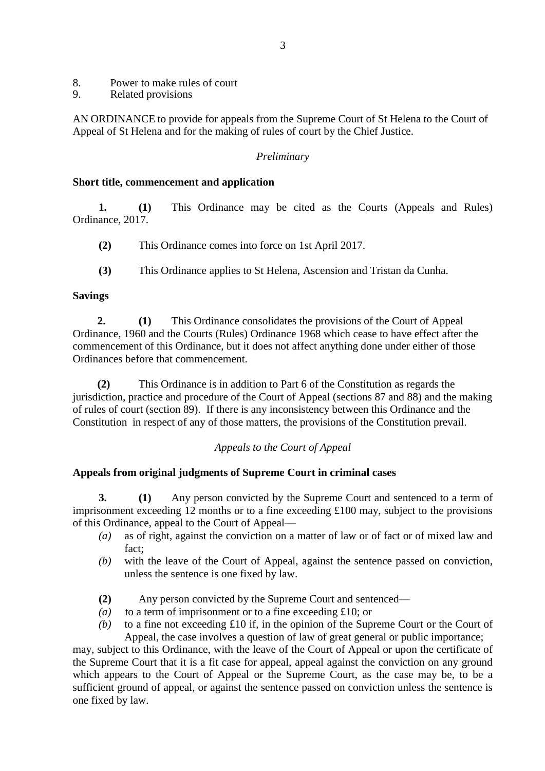8. Power to make rules of court
9. Related provisions

AN ORDINANCE to provide for appeals from the Supreme Court of St Helena to the Court of Appeal of St Helena and for the making of rules of court by the Chief Justice.

*Preliminary*

**Short title, commencement and application**

**1. (1)** This Ordinance may be cited as the Courts (Appeals and Rules) Ordinance, 2017.

**(2)** This Ordinance comes into force on 1st April 2017.

**(3)** This Ordinance applies to St Helena, Ascension and Tristan da Cunha.

**Savings**

**2. (1)** This Ordinance consolidates the provisions of the Court of Appeal Ordinance, 1960 and the Courts (Rules) Ordinance 1968 which cease to have effect after the commencement of this Ordinance, but it does not affect anything done under either of those Ordinances before that commencement.

**(2)** This Ordinance is in addition to Part 6 of the Constitution as regards the jurisdiction, practice and procedure of the Court of Appeal (sections 87 and 88) and the making of rules of court (section 89). If there is any inconsistency between this Ordinance and the Constitution in respect of any of those matters, the provisions of the Constitution prevail.

*Appeals to the Court of Appeal*

**Appeals from original judgments of Supreme Court in criminal cases**

**3. (1)** Any person convicted by the Supreme Court and sentenced to a term of imprisonment exceeding 12 months or to a fine exceeding £100 may, subject to the provisions of this Ordinance, appeal to the Court of Appeal—

*(a)* as of right, against the conviction on a matter of law or of fact or of mixed law and fact;

*(b)* with the leave of the Court of Appeal, against the sentence passed on conviction, unless the sentence is one fixed by law.

**(2)** Any person convicted by the Supreme Court and sentenced—

*(a)* to a term of imprisonment or to a fine exceeding £10; or

*(b)* to a fine not exceeding £10 if, in the opinion of the Supreme Court or the Court of Appeal, the case involves a question of law of great general or public importance;

may, subject to this Ordinance, with the leave of the Court of Appeal or upon the certificate of the Supreme Court that it is a fit case for appeal, appeal against the conviction on any ground which appears to the Court of Appeal or the Supreme Court, as the case may be, to be a sufficient ground of appeal, or against the sentence passed on conviction unless the sentence is one fixed by law.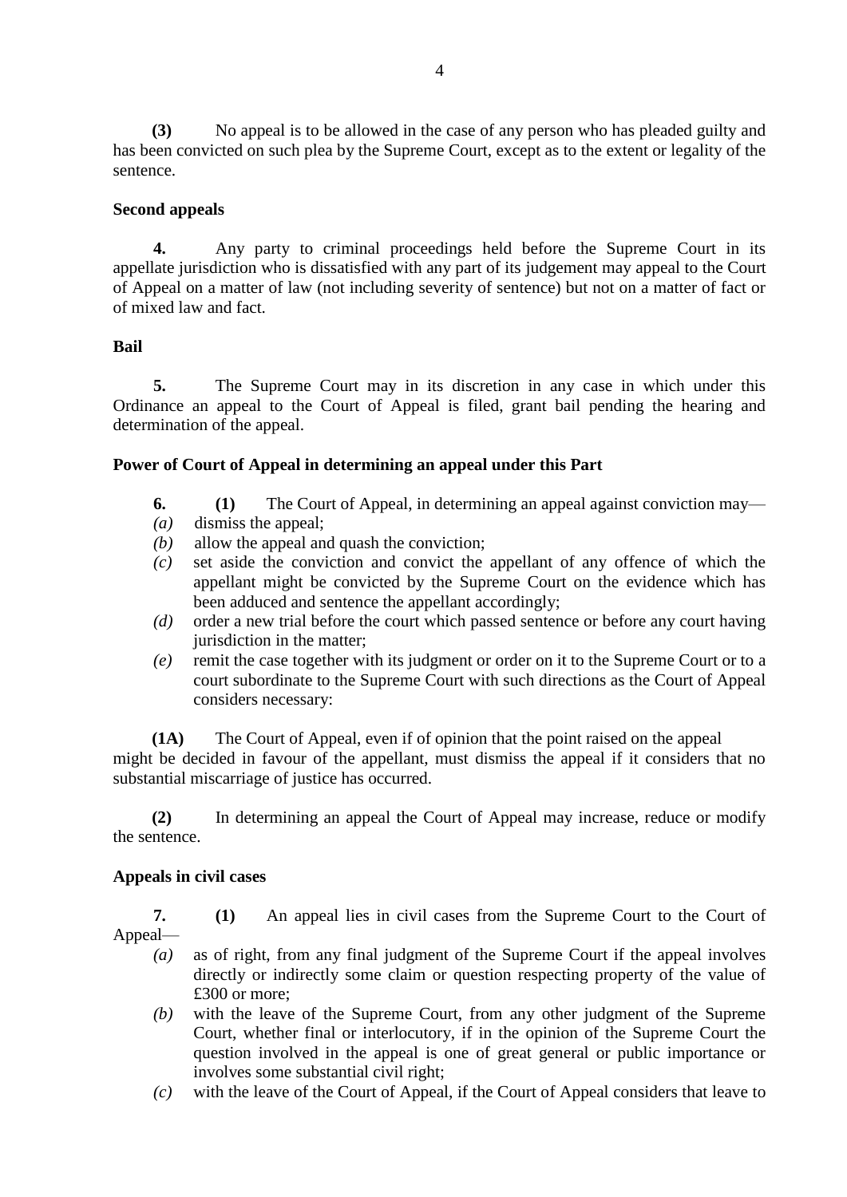**(3)** No appeal is to be allowed in the case of any person who has pleaded guilty and has been convicted on such plea by the Supreme Court, except as to the extent or legality of the sentence.

**Second appeals**

**4.** Any party to criminal proceedings held before the Supreme Court in its appellate jurisdiction who is dissatisfied with any part of its judgement may appeal to the Court of Appeal on a matter of law (not including severity of sentence) but not on a matter of fact or of mixed law and fact.

**Bail**

**5.** The Supreme Court may in its discretion in any case in which under this Ordinance an appeal to the Court of Appeal is filed, grant bail pending the hearing and determination of the appeal.

**Power of Court of Appeal in determining an appeal under this Part**

**6.** **(1)** The Court of Appeal, in determining an appeal against conviction may—

*(a)* dismiss the appeal;

*(b)* allow the appeal and quash the conviction;

*(c)* set aside the conviction and convict the appellant of any offence of which the appellant might be convicted by the Supreme Court on the evidence which has been adduced and sentence the appellant accordingly;

*(d)* order a new trial before the court which passed sentence or before any court having jurisdiction in the matter;

*(e)* remit the case together with its judgment or order on it to the Supreme Court or to a court subordinate to the Supreme Court with such directions as the Court of Appeal considers necessary:

**(1A)** The Court of Appeal, even if of opinion that the point raised on the appeal might be decided in favour of the appellant, must dismiss the appeal if it considers that no substantial miscarriage of justice has occurred.

**(2)** In determining an appeal the Court of Appeal may increase, reduce or modify the sentence.

**Appeals in civil cases**

**7.** **(1)** An appeal lies in civil cases from the Supreme Court to the Court of Appeal—

*(a)* as of right, from any final judgment of the Supreme Court if the appeal involves directly or indirectly some claim or question respecting property of the value of £300 or more;

*(b)* with the leave of the Supreme Court, from any other judgment of the Supreme Court, whether final or interlocutory, if in the opinion of the Supreme Court the question involved in the appeal is one of great general or public importance or involves some substantial civil right;

*(c)* with the leave of the Court of Appeal, if the Court of Appeal considers that leave to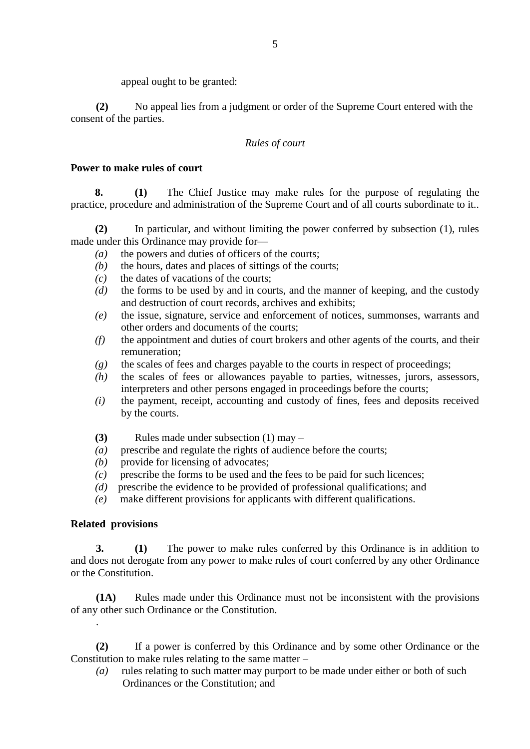appeal ought to be granted:

**(2)** No appeal lies from a judgment or order of the Supreme Court entered with the consent of the parties.

*Rules of court*

**Power to make rules of court**

**8.** **(1)** The Chief Justice may make rules for the purpose of regulating the practice, procedure and administration of the Supreme Court and of all courts subordinate to it..

**(2)** In particular, and without limiting the power conferred by subsection (1), rules made under this Ordinance may provide for—

*(a)* the powers and duties of officers of the courts;
*(b)* the hours, dates and places of sittings of the courts;
*(c)* the dates of vacations of the courts;
*(d)* the forms to be used by and in courts, and the manner of keeping, and the custody and destruction of court records, archives and exhibits;
*(e)* the issue, signature, service and enforcement of notices, summonses, warrants and other orders and documents of the courts;
*(f)* the appointment and duties of court brokers and other agents of the courts, and their remuneration;
*(g)* the scales of fees and charges payable to the courts in respect of proceedings;
*(h)* the scales of fees or allowances payable to parties, witnesses, jurors, assessors, interpreters and other persons engaged in proceedings before the courts;
*(i)* the payment, receipt, accounting and custody of fines, fees and deposits received by the courts.

**(3)** Rules made under subsection (1) may –

*(a)* prescribe and regulate the rights of audience before the courts;
*(b)* provide for licensing of advocates;
*(c)* prescribe the forms to be used and the fees to be paid for such licences;
*(d)* prescribe the evidence to be provided of professional qualifications; and
*(e)* make different provisions for applicants with different qualifications.

**Related provisions**

**3.** **(1)** The power to make rules conferred by this Ordinance is in addition to and does not derogate from any power to make rules of court conferred by any other Ordinance or the Constitution.

**(1A)** Rules made under this Ordinance must not be inconsistent with the provisions of any other such Ordinance or the Constitution.

.

**(2)** If a power is conferred by this Ordinance and by some other Ordinance or the Constitution to make rules relating to the same matter –

*(a)* rules relating to such matter may purport to be made under either or both of such Ordinances or the Constitution; and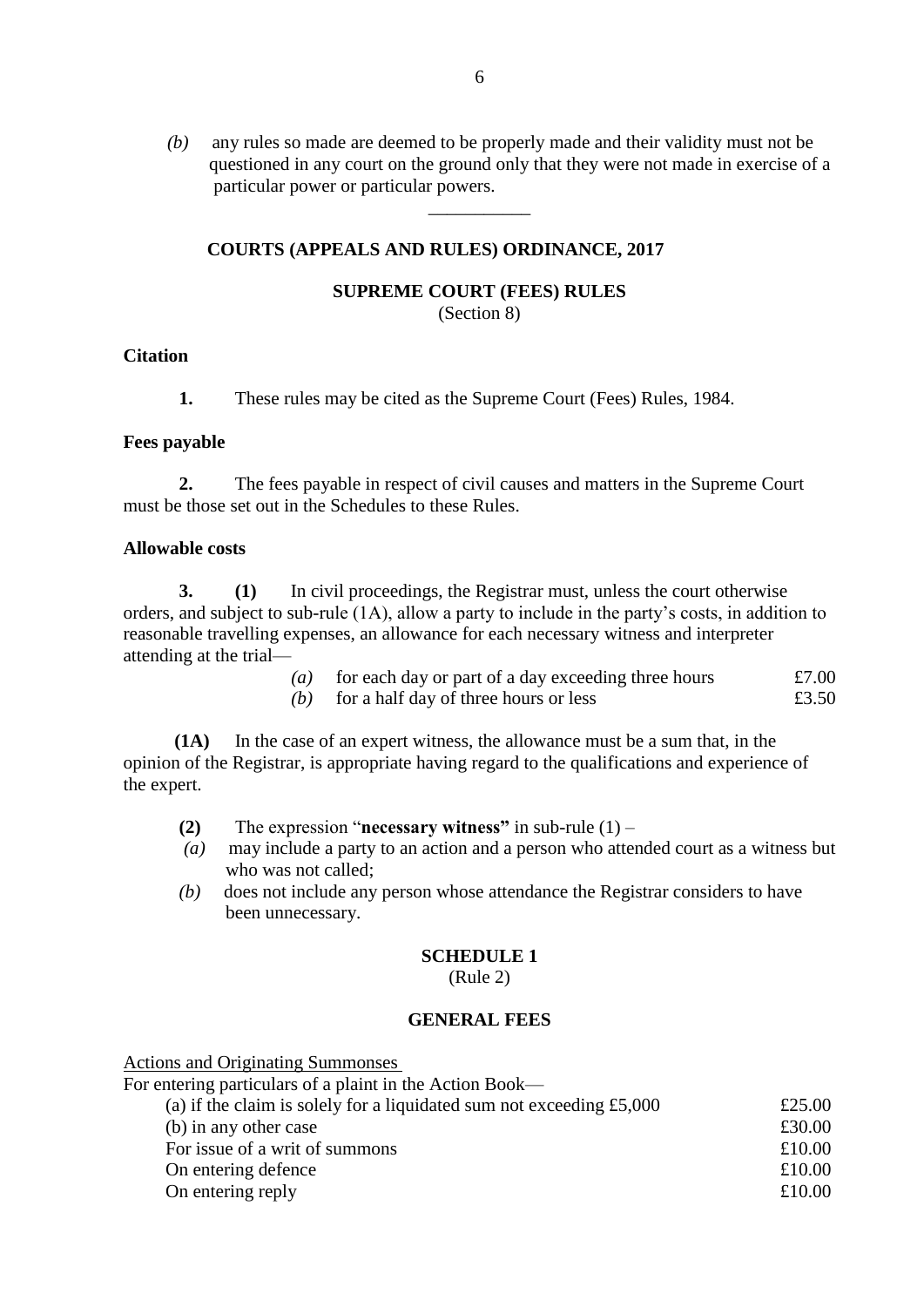*(b)* any rules so made are deemed to be properly made and their validity must not be questioned in any court on the ground only that they were not made in exercise of a particular power or particular powers.

___________

## COURTS (APPEALS AND RULES) ORDINANCE, 2017

## SUPREME COURT (FEES) RULES

(Section 8)

### Citation

**1.** These rules may be cited as the Supreme Court (Fees) Rules, 1984.

### Fees payable

**2.** The fees payable in respect of civil causes and matters in the Supreme Court must be those set out in the Schedules to these Rules.

### Allowable costs

**3.** **(1)** In civil proceedings, the Registrar must, unless the court otherwise orders, and subject to sub-rule (1A), allow a party to include in the party's costs, in addition to reasonable travelling expenses, an allowance for each necessary witness and interpreter attending at the trial—

| | |
|---|---|
| *(a)* for each day or part of a day exceeding three hours | £7.00 |
| *(b)* for a half day of three hours or less | £3.50 |

**(1A)** In the case of an expert witness, the allowance must be a sum that, in the opinion of the Registrar, is appropriate having regard to the qualifications and experience of the expert.

**(2)** The expression "**necessary witness"** in sub-rule (1) –

*(a)* may include a party to an action and a person who attended court as a witness but who was not called;

*(b)* does not include any person whose attendance the Registrar considers to have been unnecessary.

## SCHEDULE 1

(Rule 2)

## GENERAL FEES

Actions and Originating Summonses

For entering particulars of a plaint in the Action Book—

| | |
|---|---|
| (a) if the claim is solely for a liquidated sum not exceeding £5,000 | £25.00 |
| (b) in any other case | £30.00 |
| For issue of a writ of summons | £10.00 |
| On entering defence | £10.00 |
| On entering reply | £10.00 |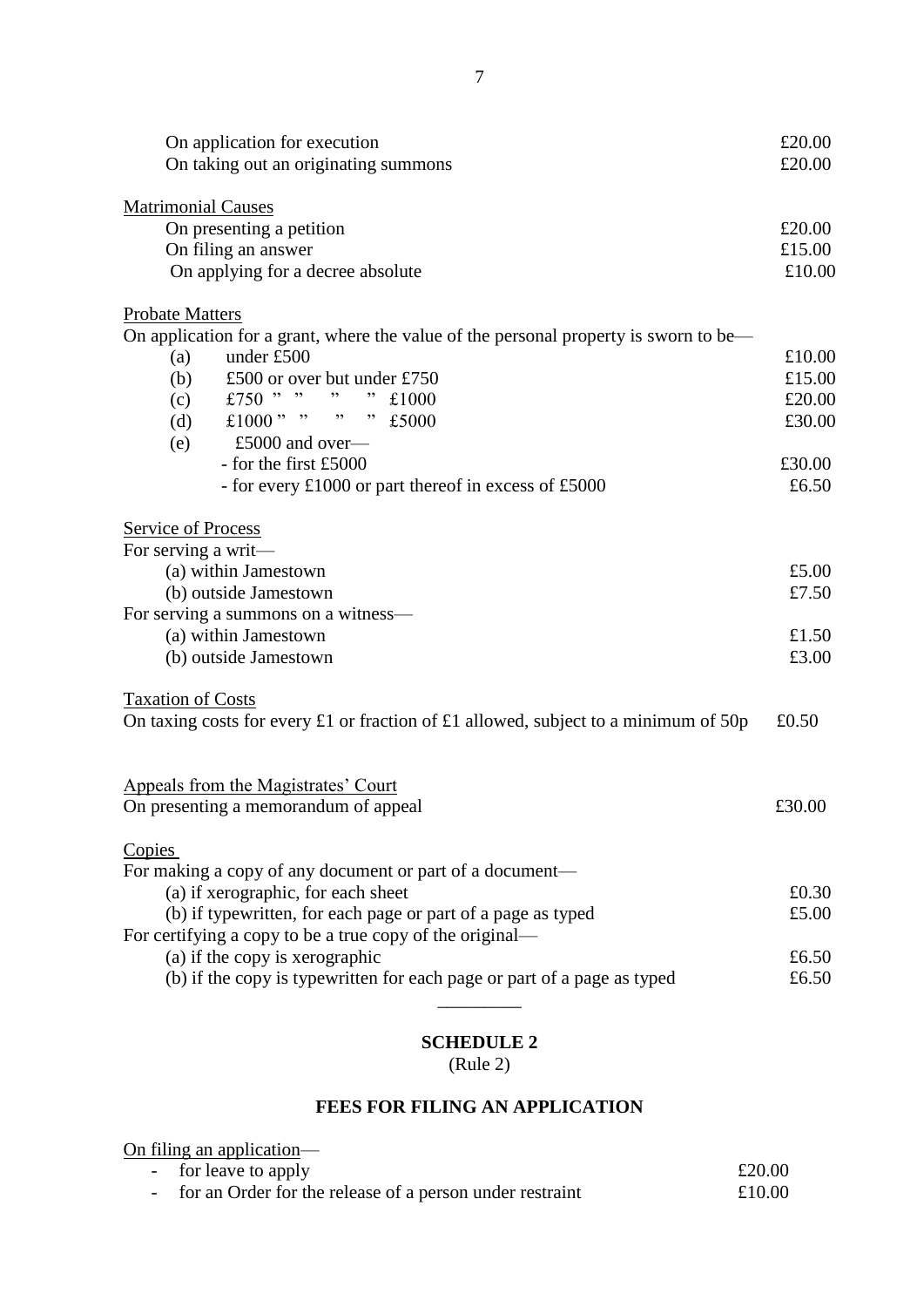| | |
|---|---|
| On application for execution | £20.00 |
| On taking out an originating summons | £20.00 |
| **Matrimonial Causes** | |
| On presenting a petition | £20.00 |
| On filing an answer | £15.00 |
| On applying for a decree absolute | £10.00 |
| **Probate Matters** | |
| On application for a grant, where the value of the personal property is sworn to be— | |
| (a) under £500 | £10.00 |
| (b) £500 or over but under £750 | £15.00 |
| (c) £750 " " " " £1000 | £20.00 |
| (d) £1000 " " " " £5000 | £30.00 |
| (e) £5000 and over— | |
| - for the first £5000 | £30.00 |
| - for every £1000 or part thereof in excess of £5000 | £6.50 |
| **Service of Process** | |
| For serving a writ— | |
| (a) within Jamestown | £5.00 |
| (b) outside Jamestown | £7.50 |
| For serving a summons on a witness— | |
| (a) within Jamestown | £1.50 |
| (b) outside Jamestown | £3.00 |
| **Taxation of Costs** | |
| On taxing costs for every £1 or fraction of £1 allowed, subject to a minimum of 50p | £0.50 |
| **Appeals from the Magistrates' Court** | |
| On presenting a memorandum of appeal | £30.00 |
| **Copies** | |
| For making a copy of any document or part of a document— | |
| (a) if xerographic, for each sheet | £0.30 |
| (b) if typewritten, for each page or part of a page as typed | £5.00 |
| For certifying a copy to be a true copy of the original— | |
| (a) if the copy is xerographic | £6.50 |
| (b) if the copy is typewritten for each page or part of a page as typed | £6.50 |

---

## SCHEDULE 2

(Rule 2)

### FEES FOR FILING AN APPLICATION

On filing an application—

| | |
|---|---|
| - for leave to apply | £20.00 |
| - for an Order for the release of a person under restraint | £10.00 |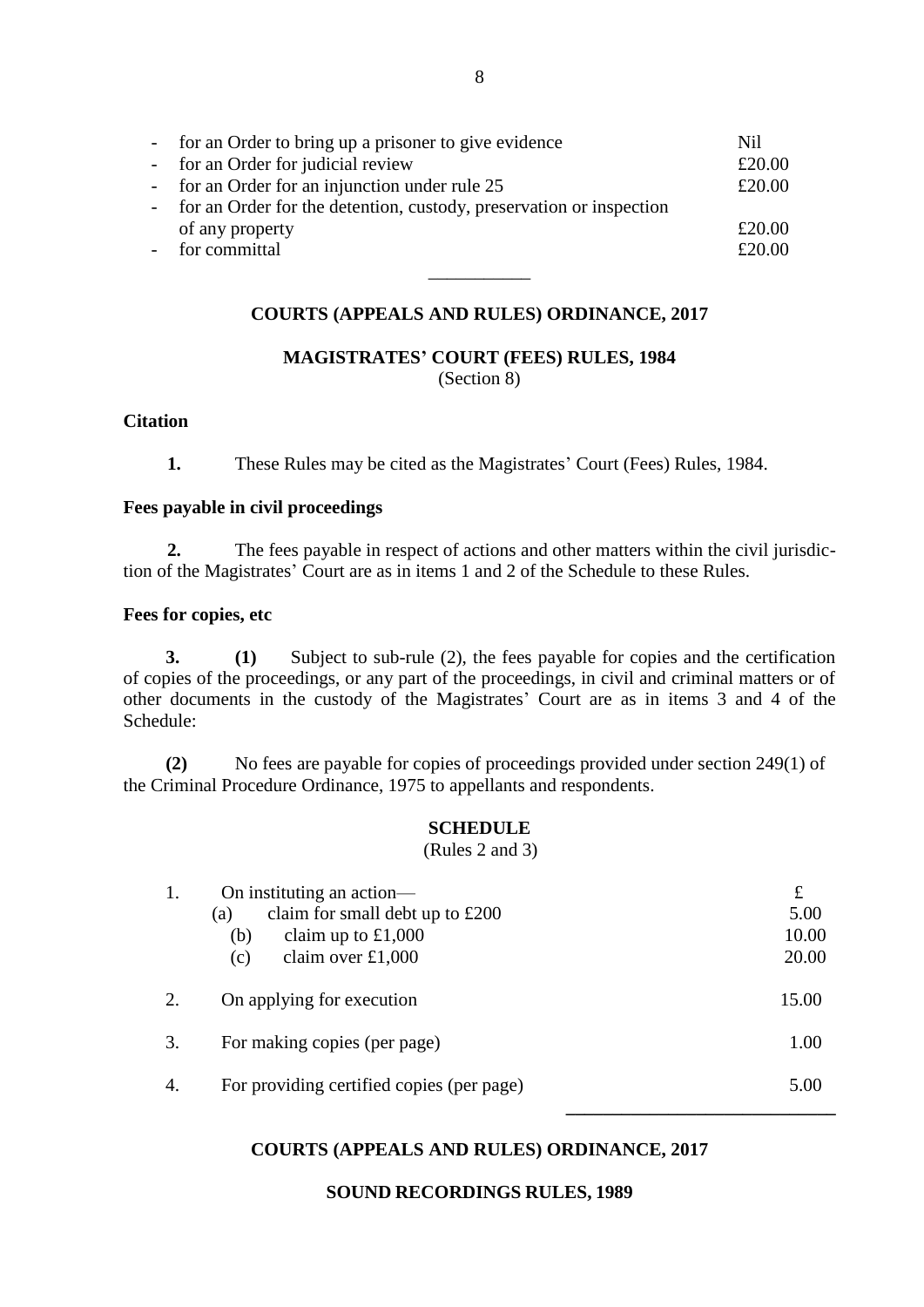| | |
|---|---|
| - for an Order to bring up a prisoner to give evidence | Nil |
| - for an Order for judicial review | £20.00 |
| - for an Order for an injunction under rule 25 | £20.00 |
| - for an Order for the detention, custody, preservation or inspection of any property | £20.00 |
| - for committal | £20.00 |

---

**COURTS (APPEALS AND RULES) ORDINANCE, 2017**

**MAGISTRATES' COURT (FEES) RULES, 1984**
(Section 8)

**Citation**

**1.** These Rules may be cited as the Magistrates' Court (Fees) Rules, 1984.

**Fees payable in civil proceedings**

**2.** The fees payable in respect of actions and other matters within the civil jurisdiction of the Magistrates' Court are as in items 1 and 2 of the Schedule to these Rules.

**Fees for copies, etc**

**3.** **(1)** Subject to sub-rule (2), the fees payable for copies and the certification of copies of the proceedings, or any part of the proceedings, in civil and criminal matters or of other documents in the custody of the Magistrates' Court are as in items 3 and 4 of the Schedule:

**(2)** No fees are payable for copies of proceedings provided under section 249(1) of the Criminal Procedure Ordinance, 1975 to appellants and respondents.

**SCHEDULE**
(Rules 2 and 3)

| | | £ |
|---|---|---|
| 1. | On instituting an action— | |
| | (a) claim for small debt up to £200 | 5.00 |
| | (b) claim up to £1,000 | 10.00 |
| | (c) claim over £1,000 | 20.00 |
| 2. | On applying for execution | 15.00 |
| 3. | For making copies (per page) | 1.00 |
| 4. | For providing certified copies (per page) | 5.00 |

---

**COURTS (APPEALS AND RULES) ORDINANCE, 2017**

**SOUND RECORDINGS RULES, 1989**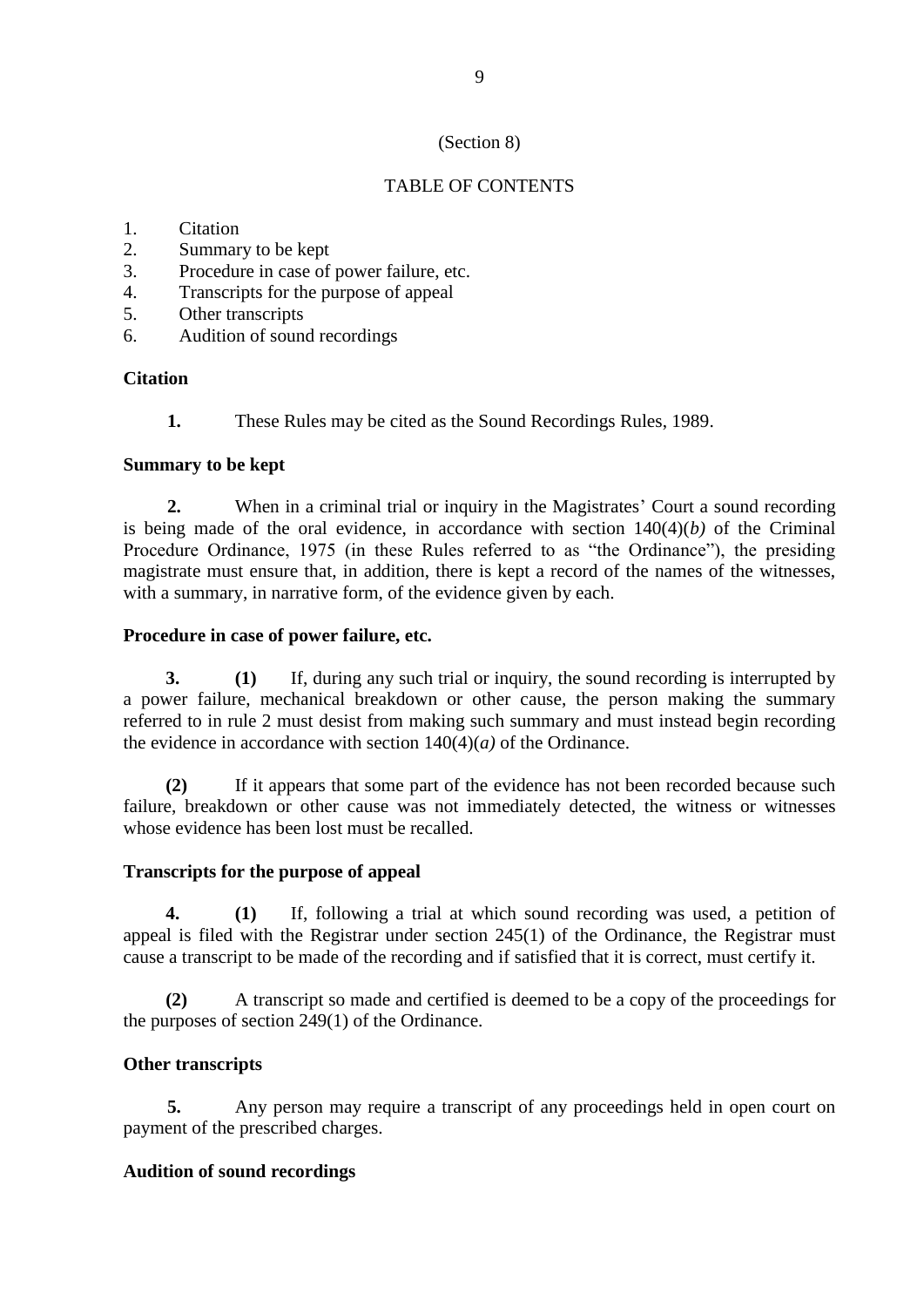(Section 8)

TABLE OF CONTENTS

1. Citation
2. Summary to be kept
3. Procedure in case of power failure, etc.
4. Transcripts for the purpose of appeal
5. Other transcripts
6. Audition of sound recordings

**Citation**

**1.** These Rules may be cited as the Sound Recordings Rules, 1989.

**Summary to be kept**

**2.** When in a criminal trial or inquiry in the Magistrates' Court a sound recording is being made of the oral evidence, in accordance with section 140(4)(*b)* of the Criminal Procedure Ordinance, 1975 (in these Rules referred to as "the Ordinance"), the presiding magistrate must ensure that, in addition, there is kept a record of the names of the witnesses, with a summary, in narrative form, of the evidence given by each.

**Procedure in case of power failure, etc.**

**3.** **(1)** If, during any such trial or inquiry, the sound recording is interrupted by a power failure, mechanical breakdown or other cause, the person making the summary referred to in rule 2 must desist from making such summary and must instead begin recording the evidence in accordance with section 140(4)(*a)* of the Ordinance.

**(2)** If it appears that some part of the evidence has not been recorded because such failure, breakdown or other cause was not immediately detected, the witness or witnesses whose evidence has been lost must be recalled.

**Transcripts for the purpose of appeal**

**4.** **(1)** If, following a trial at which sound recording was used, a petition of appeal is filed with the Registrar under section 245(1) of the Ordinance, the Registrar must cause a transcript to be made of the recording and if satisfied that it is correct, must certify it.

**(2)** A transcript so made and certified is deemed to be a copy of the proceedings for the purposes of section 249(1) of the Ordinance.

**Other transcripts**

**5.** Any person may require a transcript of any proceedings held in open court on payment of the prescribed charges.

**Audition of sound recordings**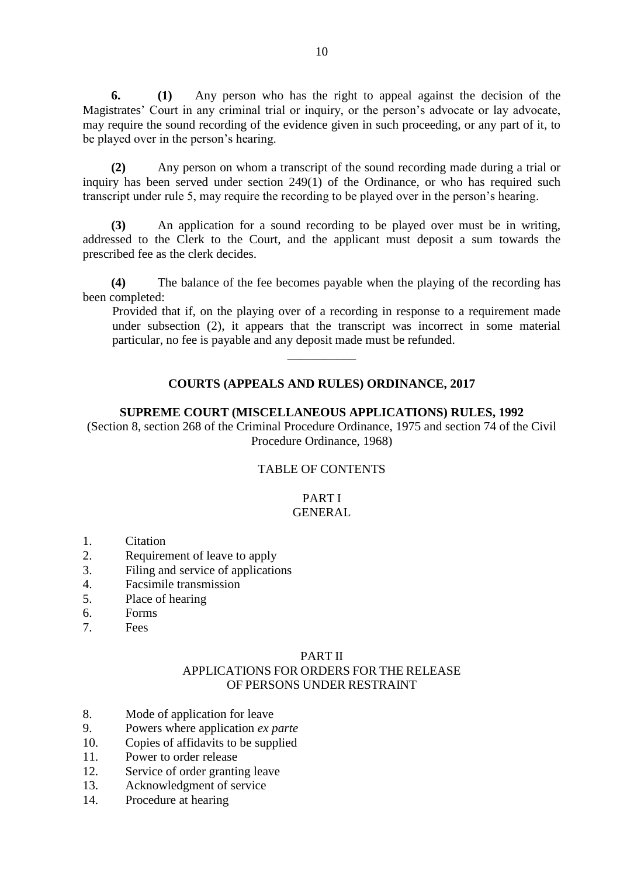**6.** **(1)** Any person who has the right to appeal against the decision of the Magistrates' Court in any criminal trial or inquiry, or the person's advocate or lay advocate, may require the sound recording of the evidence given in such proceeding, or any part of it, to be played over in the person's hearing.

**(2)** Any person on whom a transcript of the sound recording made during a trial or inquiry has been served under section 249(1) of the Ordinance, or who has required such transcript under rule 5, may require the recording to be played over in the person's hearing.

**(3)** An application for a sound recording to be played over must be in writing, addressed to the Clerk to the Court, and the applicant must deposit a sum towards the prescribed fee as the clerk decides.

**(4)** The balance of the fee becomes payable when the playing of the recording has been completed:

> Provided that if, on the playing over of a recording in response to a requirement made under subsection (2), it appears that the transcript was incorrect in some material particular, no fee is payable and any deposit made must be refunded.

---

## COURTS (APPEALS AND RULES) ORDINANCE, 2017

## SUPREME COURT (MISCELLANEOUS APPLICATIONS) RULES, 1992

(Section 8, section 268 of the Criminal Procedure Ordinance, 1975 and section 74 of the Civil Procedure Ordinance, 1968)

TABLE OF CONTENTS

PART I
GENERAL

1. Citation
2. Requirement of leave to apply
3. Filing and service of applications
4. Facsimile transmission
5. Place of hearing
6. Forms
7. Fees

PART II
APPLICATIONS FOR ORDERS FOR THE RELEASE OF PERSONS UNDER RESTRAINT

8. Mode of application for leave
9. Powers where application *ex parte*
10. Copies of affidavits to be supplied
11. Power to order release
12. Service of order granting leave
13. Acknowledgment of service
14. Procedure at hearing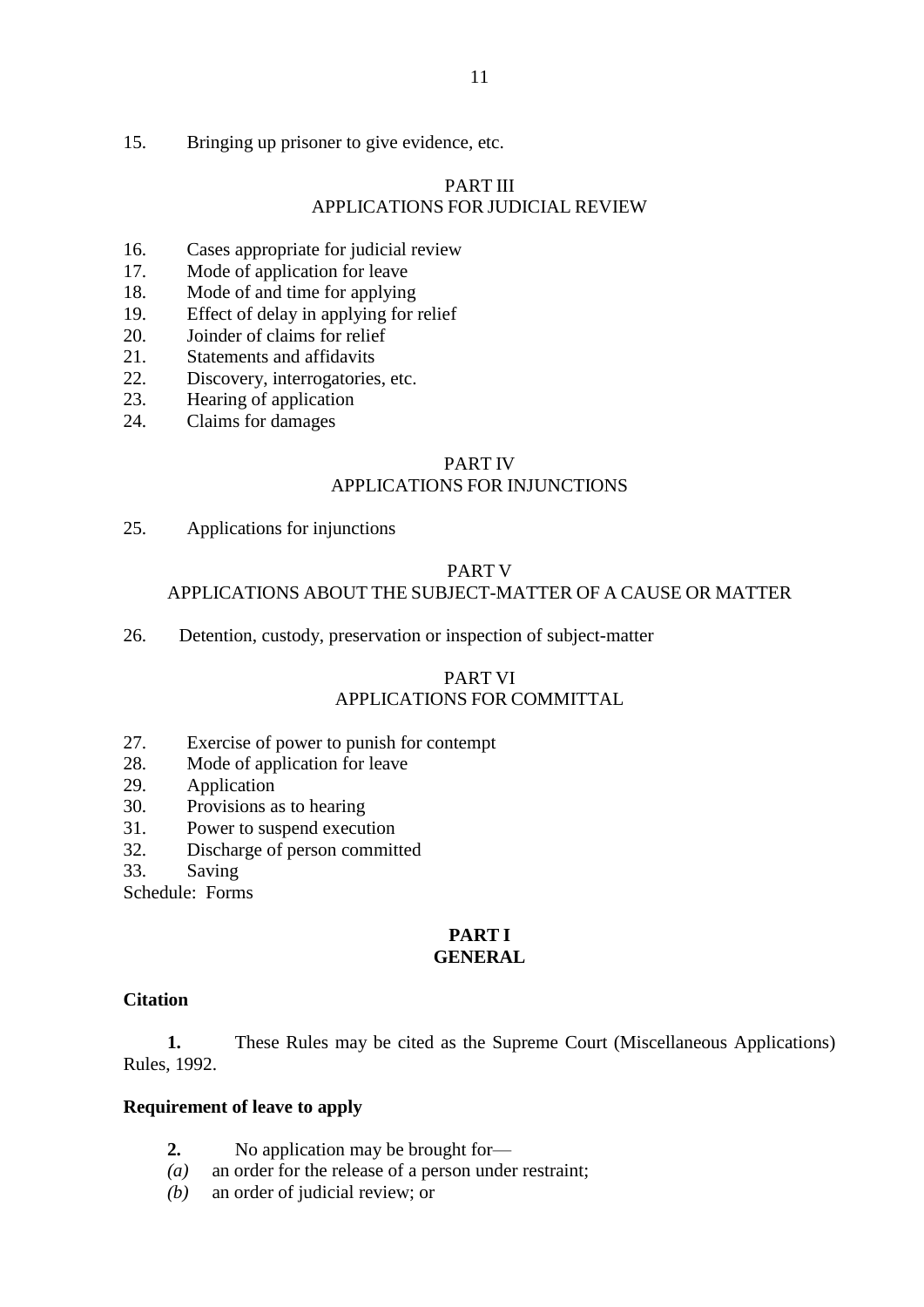15. Bringing up prisoner to give evidence, etc.

PART III
APPLICATIONS FOR JUDICIAL REVIEW

16. Cases appropriate for judicial review
17. Mode of application for leave
18. Mode of and time for applying
19. Effect of delay in applying for relief
20. Joinder of claims for relief
21. Statements and affidavits
22. Discovery, interrogatories, etc.
23. Hearing of application
24. Claims for damages

PART IV
APPLICATIONS FOR INJUNCTIONS

25. Applications for injunctions

PART V
APPLICATIONS ABOUT THE SUBJECT-MATTER OF A CAUSE OR MATTER

26. Detention, custody, preservation or inspection of subject-matter

PART VI
APPLICATIONS FOR COMMITTAL

27. Exercise of power to punish for contempt
28. Mode of application for leave
29. Application
30. Provisions as to hearing
31. Power to suspend execution
32. Discharge of person committed
33. Saving

Schedule: Forms

## PART I
## GENERAL

**Citation**

**1.** These Rules may be cited as the Supreme Court (Miscellaneous Applications) Rules, 1992.

**Requirement of leave to apply**

**2.** No application may be brought for—

*(a)* an order for the release of a person under restraint;
*(b)* an order of judicial review; or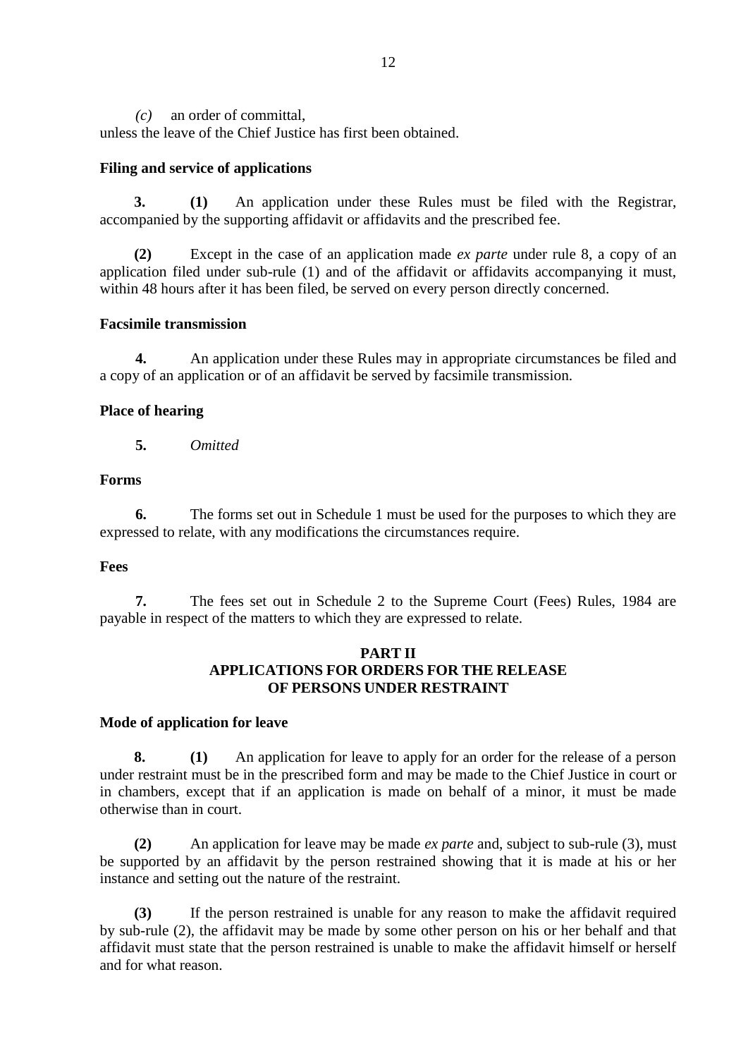*(c)* an order of committal,

unless the leave of the Chief Justice has first been obtained.

**Filing and service of applications**

**3.** **(1)** An application under these Rules must be filed with the Registrar, accompanied by the supporting affidavit or affidavits and the prescribed fee.

**(2)** Except in the case of an application made *ex parte* under rule 8, a copy of an application filed under sub-rule (1) and of the affidavit or affidavits accompanying it must, within 48 hours after it has been filed, be served on every person directly concerned.

**Facsimile transmission**

**4.** An application under these Rules may in appropriate circumstances be filed and a copy of an application or of an affidavit be served by facsimile transmission.

**Place of hearing**

**5.** *Omitted*

**Forms**

**6.** The forms set out in Schedule 1 must be used for the purposes to which they are expressed to relate, with any modifications the circumstances require.

**Fees**

**7.** The fees set out in Schedule 2 to the Supreme Court (Fees) Rules, 1984 are payable in respect of the matters to which they are expressed to relate.

## PART II
## APPLICATIONS FOR ORDERS FOR THE RELEASE OF PERSONS UNDER RESTRAINT

**Mode of application for leave**

**8.** **(1)** An application for leave to apply for an order for the release of a person under restraint must be in the prescribed form and may be made to the Chief Justice in court or in chambers, except that if an application is made on behalf of a minor, it must be made otherwise than in court.

**(2)** An application for leave may be made *ex parte* and, subject to sub-rule (3), must be supported by an affidavit by the person restrained showing that it is made at his or her instance and setting out the nature of the restraint.

**(3)** If the person restrained is unable for any reason to make the affidavit required by sub-rule (2), the affidavit may be made by some other person on his or her behalf and that affidavit must state that the person restrained is unable to make the affidavit himself or herself and for what reason.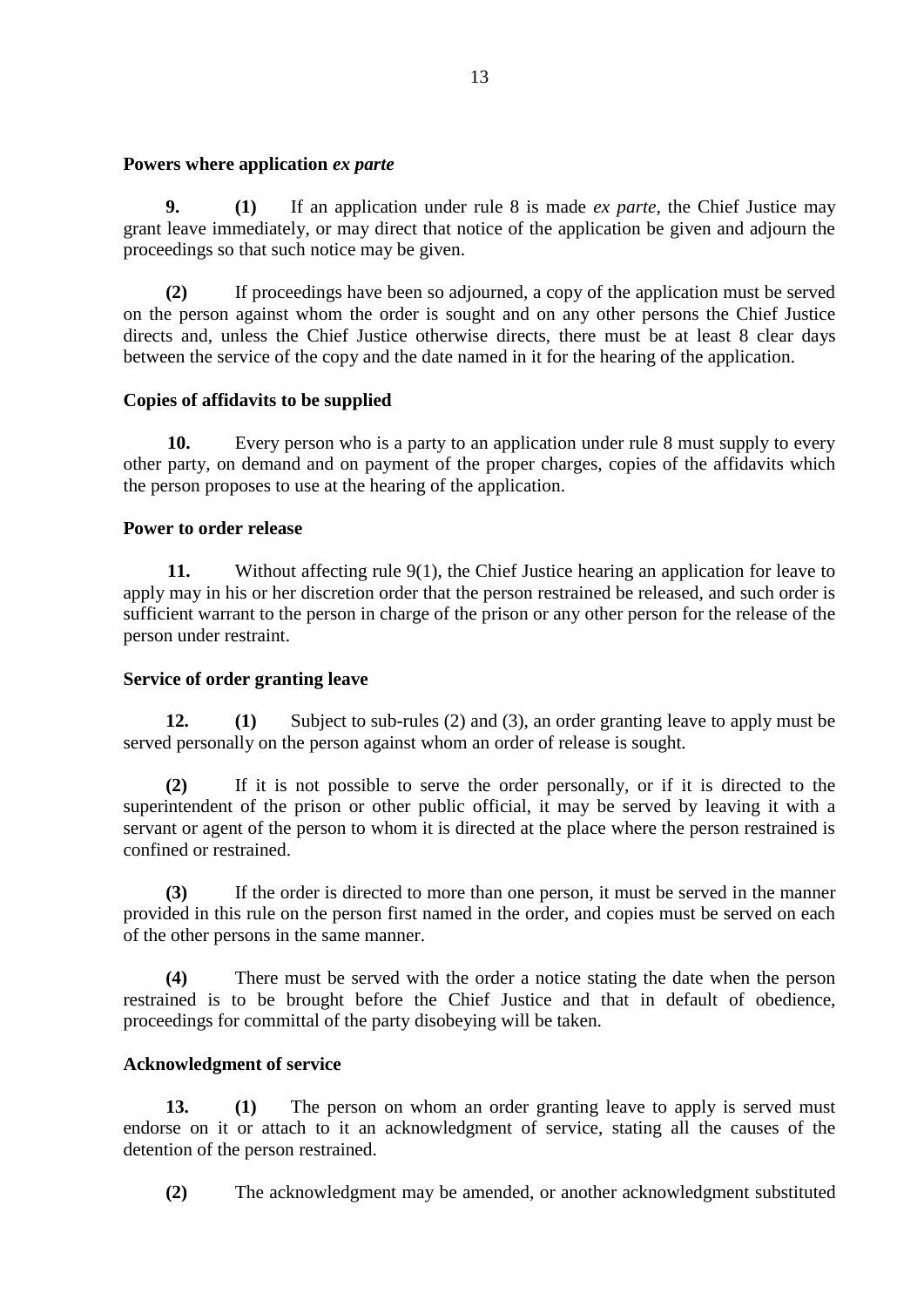**Powers where application *ex parte***

**9.** **(1)** If an application under rule 8 is made *ex parte*, the Chief Justice may grant leave immediately, or may direct that notice of the application be given and adjourn the proceedings so that such notice may be given.

**(2)** If proceedings have been so adjourned, a copy of the application must be served on the person against whom the order is sought and on any other persons the Chief Justice directs and, unless the Chief Justice otherwise directs, there must be at least 8 clear days between the service of the copy and the date named in it for the hearing of the application.

**Copies of affidavits to be supplied**

**10.** Every person who is a party to an application under rule 8 must supply to every other party, on demand and on payment of the proper charges, copies of the affidavits which the person proposes to use at the hearing of the application.

**Power to order release**

**11.** Without affecting rule 9(1), the Chief Justice hearing an application for leave to apply may in his or her discretion order that the person restrained be released, and such order is sufficient warrant to the person in charge of the prison or any other person for the release of the person under restraint.

**Service of order granting leave**

**12.** **(1)** Subject to sub-rules (2) and (3), an order granting leave to apply must be served personally on the person against whom an order of release is sought.

**(2)** If it is not possible to serve the order personally, or if it is directed to the superintendent of the prison or other public official, it may be served by leaving it with a servant or agent of the person to whom it is directed at the place where the person restrained is confined or restrained.

**(3)** If the order is directed to more than one person, it must be served in the manner provided in this rule on the person first named in the order, and copies must be served on each of the other persons in the same manner.

**(4)** There must be served with the order a notice stating the date when the person restrained is to be brought before the Chief Justice and that in default of obedience, proceedings for committal of the party disobeying will be taken.

**Acknowledgment of service**

**13.** **(1)** The person on whom an order granting leave to apply is served must endorse on it or attach to it an acknowledgment of service, stating all the causes of the detention of the person restrained.

**(2)** The acknowledgment may be amended, or another acknowledgment substituted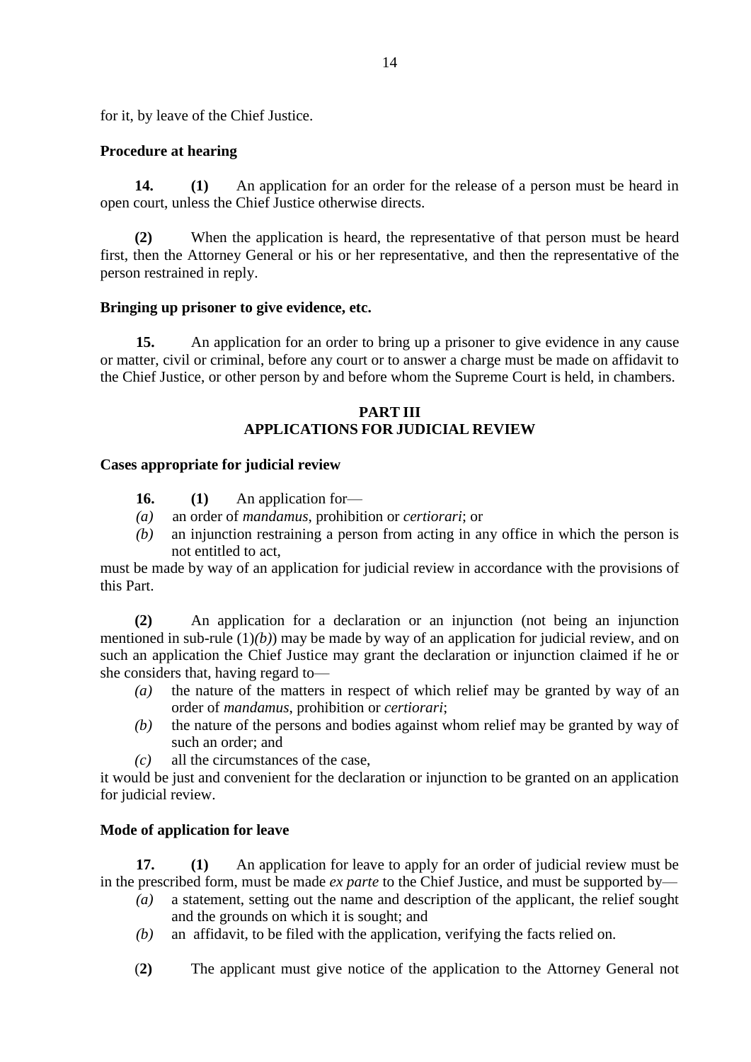for it, by leave of the Chief Justice.

**Procedure at hearing**

**14. (1)** An application for an order for the release of a person must be heard in open court, unless the Chief Justice otherwise directs.

**(2)** When the application is heard, the representative of that person must be heard first, then the Attorney General or his or her representative, and then the representative of the person restrained in reply.

**Bringing up prisoner to give evidence, etc.**

**15.** An application for an order to bring up a prisoner to give evidence in any cause or matter, civil or criminal, before any court or to answer a charge must be made on affidavit to the Chief Justice, or other person by and before whom the Supreme Court is held, in chambers.

## PART III
## APPLICATIONS FOR JUDICIAL REVIEW

**Cases appropriate for judicial review**

**16. (1)** An application for—

*(a)* an order of *mandamus*, prohibition or *certiorari*; or

*(b)* an injunction restraining a person from acting in any office in which the person is not entitled to act,

must be made by way of an application for judicial review in accordance with the provisions of this Part.

**(2)** An application for a declaration or an injunction (not being an injunction mentioned in sub-rule (1)*(b)*) may be made by way of an application for judicial review, and on such an application the Chief Justice may grant the declaration or injunction claimed if he or she considers that, having regard to—

*(a)* the nature of the matters in respect of which relief may be granted by way of an order of *mandamus*, prohibition or *certiorari*;

*(b)* the nature of the persons and bodies against whom relief may be granted by way of such an order; and

*(c)* all the circumstances of the case,

it would be just and convenient for the declaration or injunction to be granted on an application for judicial review.

**Mode of application for leave**

**17. (1)** An application for leave to apply for an order of judicial review must be in the prescribed form, must be made *ex parte* to the Chief Justice, and must be supported by—

*(a)* a statement, setting out the name and description of the applicant, the relief sought and the grounds on which it is sought; and

*(b)* an affidavit, to be filed with the application, verifying the facts relied on.

(**2)** The applicant must give notice of the application to the Attorney General not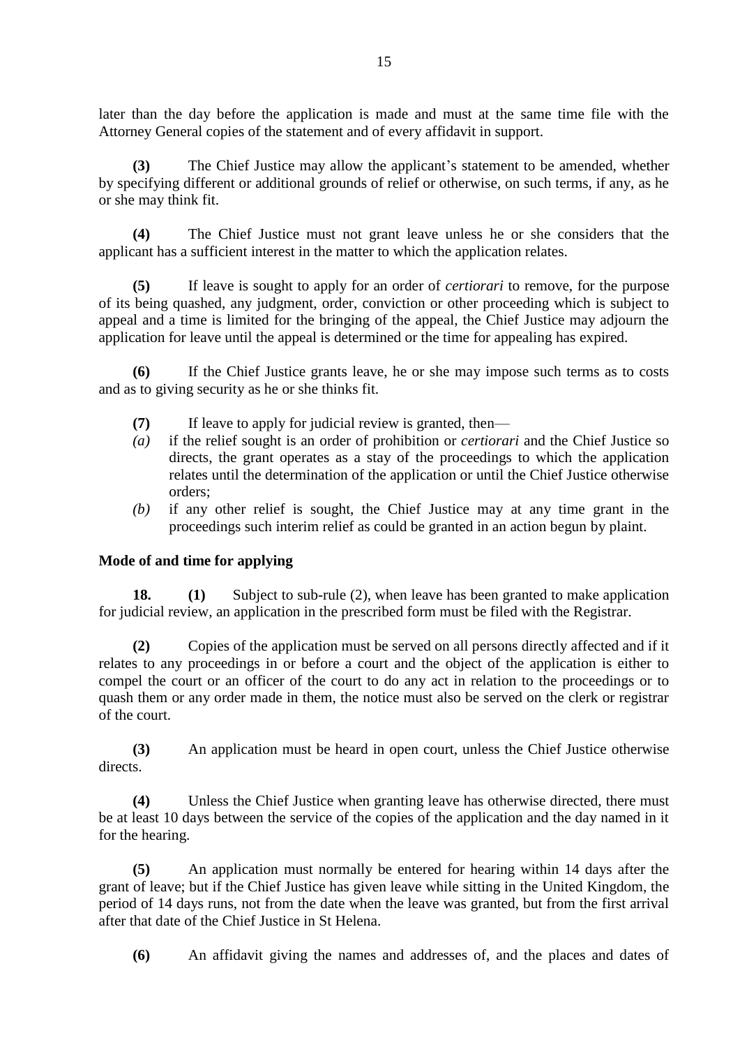later than the day before the application is made and must at the same time file with the Attorney General copies of the statement and of every affidavit in support.

**(3)** The Chief Justice may allow the applicant's statement to be amended, whether by specifying different or additional grounds of relief or otherwise, on such terms, if any, as he or she may think fit.

**(4)** The Chief Justice must not grant leave unless he or she considers that the applicant has a sufficient interest in the matter to which the application relates.

**(5)** If leave is sought to apply for an order of *certiorari* to remove, for the purpose of its being quashed, any judgment, order, conviction or other proceeding which is subject to appeal and a time is limited for the bringing of the appeal, the Chief Justice may adjourn the application for leave until the appeal is determined or the time for appealing has expired.

**(6)** If the Chief Justice grants leave, he or she may impose such terms as to costs and as to giving security as he or she thinks fit.

**(7)** If leave to apply for judicial review is granted, then—

*(a)* if the relief sought is an order of prohibition or *certiorari* and the Chief Justice so directs, the grant operates as a stay of the proceedings to which the application relates until the determination of the application or until the Chief Justice otherwise orders;

*(b)* if any other relief is sought, the Chief Justice may at any time grant in the proceedings such interim relief as could be granted in an action begun by plaint.

**Mode of and time for applying**

**18. (1)** Subject to sub-rule (2), when leave has been granted to make application for judicial review, an application in the prescribed form must be filed with the Registrar.

**(2)** Copies of the application must be served on all persons directly affected and if it relates to any proceedings in or before a court and the object of the application is either to compel the court or an officer of the court to do any act in relation to the proceedings or to quash them or any order made in them, the notice must also be served on the clerk or registrar of the court.

**(3)** An application must be heard in open court, unless the Chief Justice otherwise directs.

**(4)** Unless the Chief Justice when granting leave has otherwise directed, there must be at least 10 days between the service of the copies of the application and the day named in it for the hearing.

**(5)** An application must normally be entered for hearing within 14 days after the grant of leave; but if the Chief Justice has given leave while sitting in the United Kingdom, the period of 14 days runs, not from the date when the leave was granted, but from the first arrival after that date of the Chief Justice in St Helena.

**(6)** An affidavit giving the names and addresses of, and the places and dates of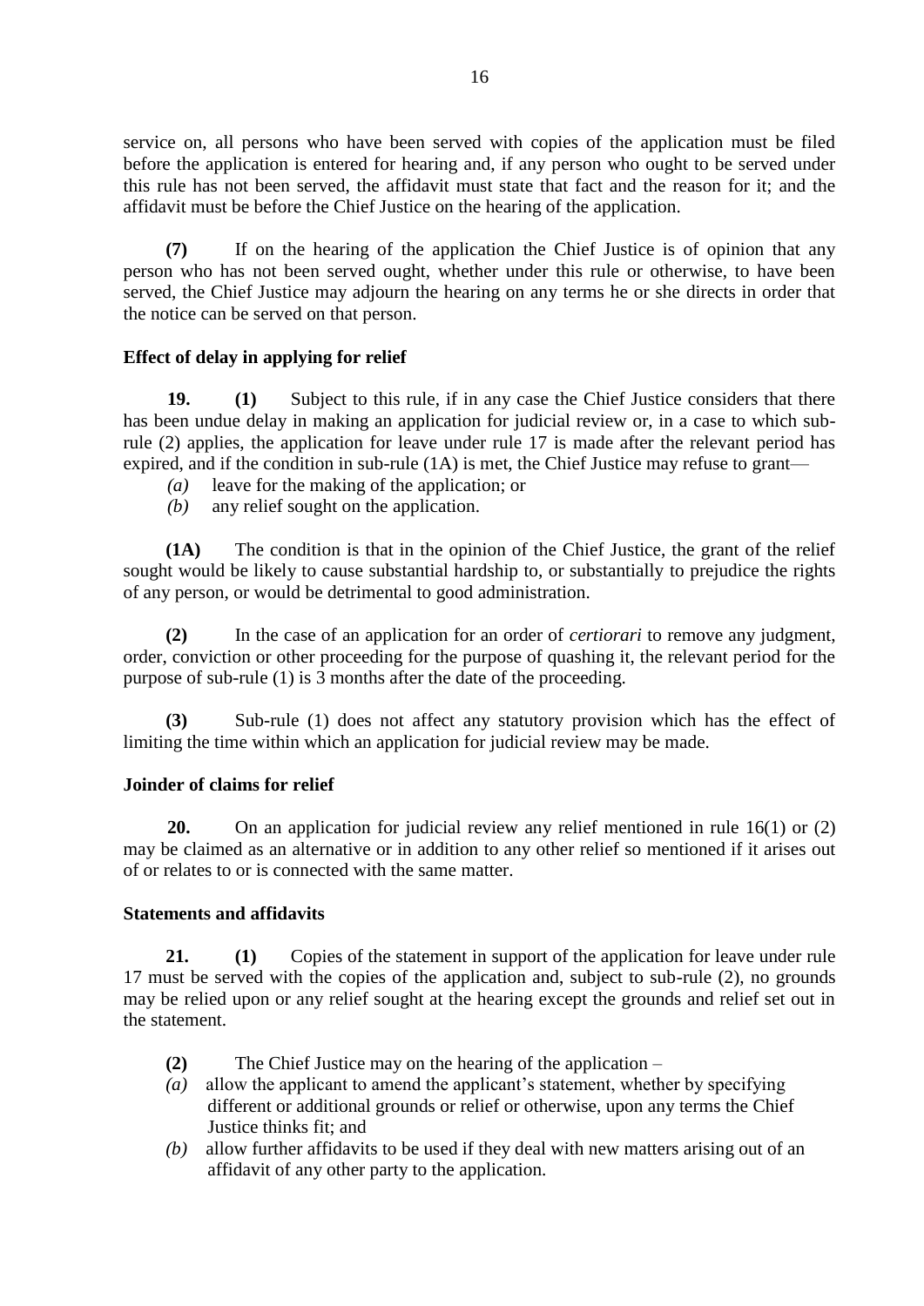service on, all persons who have been served with copies of the application must be filed before the application is entered for hearing and, if any person who ought to be served under this rule has not been served, the affidavit must state that fact and the reason for it; and the affidavit must be before the Chief Justice on the hearing of the application.

**(7)** If on the hearing of the application the Chief Justice is of opinion that any person who has not been served ought, whether under this rule or otherwise, to have been served, the Chief Justice may adjourn the hearing on any terms he or she directs in order that the notice can be served on that person.

**Effect of delay in applying for relief**

**19.** **(1)** Subject to this rule, if in any case the Chief Justice considers that there has been undue delay in making an application for judicial review or, in a case to which sub-rule (2) applies, the application for leave under rule 17 is made after the relevant period has expired, and if the condition in sub-rule (1A) is met, the Chief Justice may refuse to grant—

*(a)* leave for the making of the application; or

*(b)* any relief sought on the application.

**(1A)** The condition is that in the opinion of the Chief Justice, the grant of the relief sought would be likely to cause substantial hardship to, or substantially to prejudice the rights of any person, or would be detrimental to good administration.

**(2)** In the case of an application for an order of *certiorari* to remove any judgment, order, conviction or other proceeding for the purpose of quashing it, the relevant period for the purpose of sub-rule (1) is 3 months after the date of the proceeding.

**(3)** Sub-rule (1) does not affect any statutory provision which has the effect of limiting the time within which an application for judicial review may be made.

**Joinder of claims for relief**

**20.** On an application for judicial review any relief mentioned in rule 16(1) or (2) may be claimed as an alternative or in addition to any other relief so mentioned if it arises out of or relates to or is connected with the same matter.

**Statements and affidavits**

**21.** **(1)** Copies of the statement in support of the application for leave under rule 17 must be served with the copies of the application and, subject to sub-rule (2), no grounds may be relied upon or any relief sought at the hearing except the grounds and relief set out in the statement.

**(2)** The Chief Justice may on the hearing of the application –

*(a)* allow the applicant to amend the applicant's statement, whether by specifying different or additional grounds or relief or otherwise, upon any terms the Chief Justice thinks fit; and

*(b)* allow further affidavits to be used if they deal with new matters arising out of an affidavit of any other party to the application.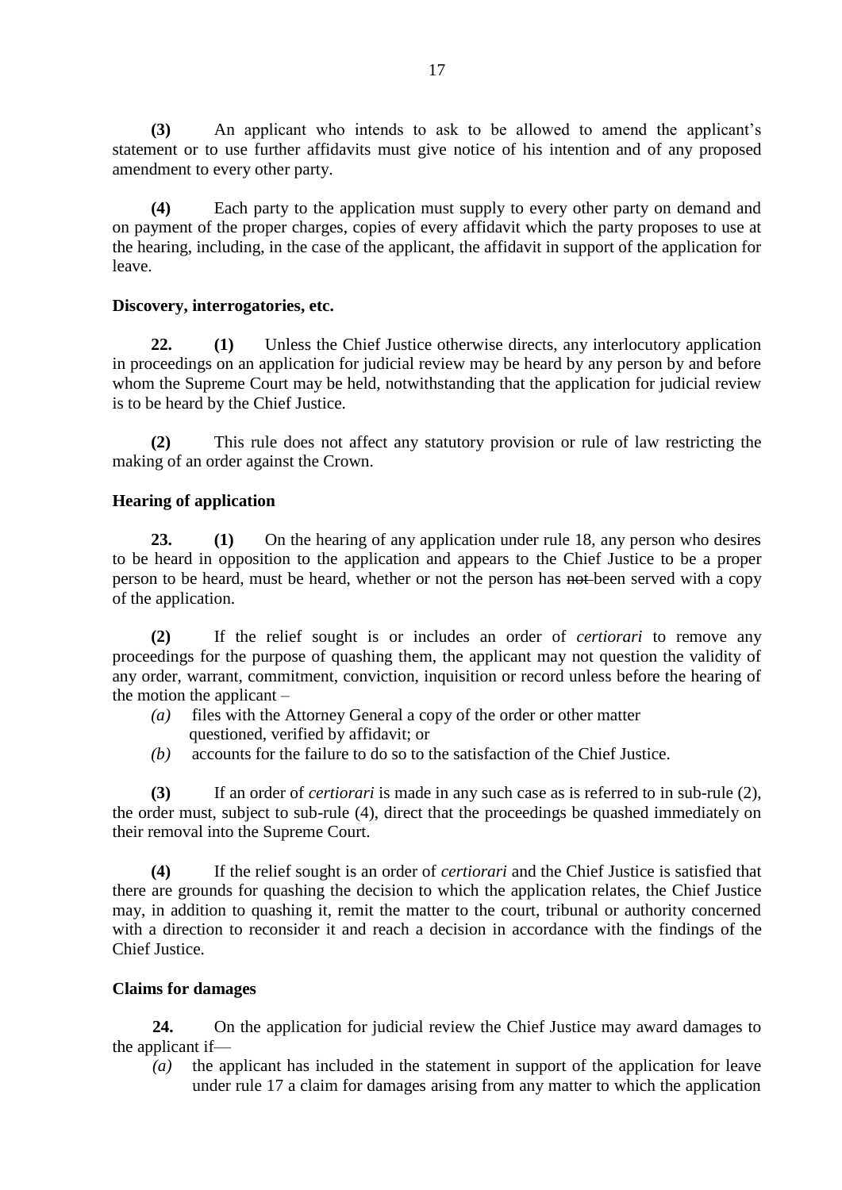**(3)** An applicant who intends to ask to be allowed to amend the applicant's statement or to use further affidavits must give notice of his intention and of any proposed amendment to every other party.

**(4)** Each party to the application must supply to every other party on demand and on payment of the proper charges, copies of every affidavit which the party proposes to use at the hearing, including, in the case of the applicant, the affidavit in support of the application for leave.

### Discovery, interrogatories, etc.

**22.** **(1)** Unless the Chief Justice otherwise directs, any interlocutory application in proceedings on an application for judicial review may be heard by any person by and before whom the Supreme Court may be held, notwithstanding that the application for judicial review is to be heard by the Chief Justice.

**(2)** This rule does not affect any statutory provision or rule of law restricting the making of an order against the Crown.

### Hearing of application

**23.** **(1)** On the hearing of any application under rule 18, any person who desires to be heard in opposition to the application and appears to the Chief Justice to be a proper person to be heard, must be heard, whether or not the person has ~~not~~ been served with a copy of the application.

**(2)** If the relief sought is or includes an order of *certiorari* to remove any proceedings for the purpose of quashing them, the applicant may not question the validity of any order, warrant, commitment, conviction, inquisition or record unless before the hearing of the motion the applicant –

*(a)* files with the Attorney General a copy of the order or other matter questioned, verified by affidavit; or

*(b)* accounts for the failure to do so to the satisfaction of the Chief Justice.

**(3)** If an order of *certiorari* is made in any such case as is referred to in sub-rule (2), the order must, subject to sub-rule (4), direct that the proceedings be quashed immediately on their removal into the Supreme Court.

**(4)** If the relief sought is an order of *certiorari* and the Chief Justice is satisfied that there are grounds for quashing the decision to which the application relates, the Chief Justice may, in addition to quashing it, remit the matter to the court, tribunal or authority concerned with a direction to reconsider it and reach a decision in accordance with the findings of the Chief Justice.

### Claims for damages

**24.** On the application for judicial review the Chief Justice may award damages to the applicant if—

*(a)* the applicant has included in the statement in support of the application for leave under rule 17 a claim for damages arising from any matter to which the application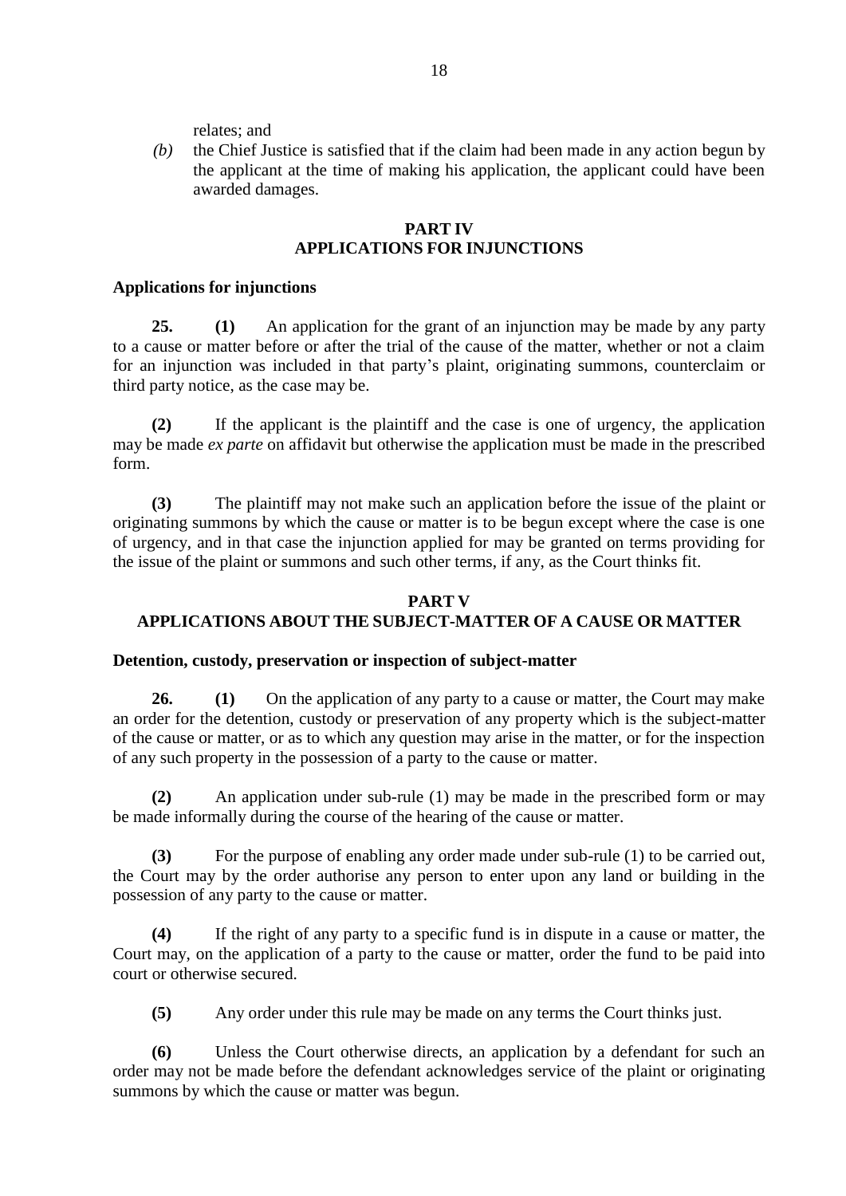relates; and

*(b)* the Chief Justice is satisfied that if the claim had been made in any action begun by the applicant at the time of making his application, the applicant could have been awarded damages.

## PART IV
## APPLICATIONS FOR INJUNCTIONS

### Applications for injunctions

**25.** **(1)** An application for the grant of an injunction may be made by any party to a cause or matter before or after the trial of the cause of the matter, whether or not a claim for an injunction was included in that party's plaint, originating summons, counterclaim or third party notice, as the case may be.

**(2)** If the applicant is the plaintiff and the case is one of urgency, the application may be made *ex parte* on affidavit but otherwise the application must be made in the prescribed form.

**(3)** The plaintiff may not make such an application before the issue of the plaint or originating summons by which the cause or matter is to be begun except where the case is one of urgency, and in that case the injunction applied for may be granted on terms providing for the issue of the plaint or summons and such other terms, if any, as the Court thinks fit.

## PART V
## APPLICATIONS ABOUT THE SUBJECT-MATTER OF A CAUSE OR MATTER

### Detention, custody, preservation or inspection of subject-matter

**26.** **(1)** On the application of any party to a cause or matter, the Court may make an order for the detention, custody or preservation of any property which is the subject-matter of the cause or matter, or as to which any question may arise in the matter, or for the inspection of any such property in the possession of a party to the cause or matter.

**(2)** An application under sub-rule (1) may be made in the prescribed form or may be made informally during the course of the hearing of the cause or matter.

**(3)** For the purpose of enabling any order made under sub-rule (1) to be carried out, the Court may by the order authorise any person to enter upon any land or building in the possession of any party to the cause or matter.

**(4)** If the right of any party to a specific fund is in dispute in a cause or matter, the Court may, on the application of a party to the cause or matter, order the fund to be paid into court or otherwise secured.

**(5)** Any order under this rule may be made on any terms the Court thinks just.

**(6)** Unless the Court otherwise directs, an application by a defendant for such an order may not be made before the defendant acknowledges service of the plaint or originating summons by which the cause or matter was begun.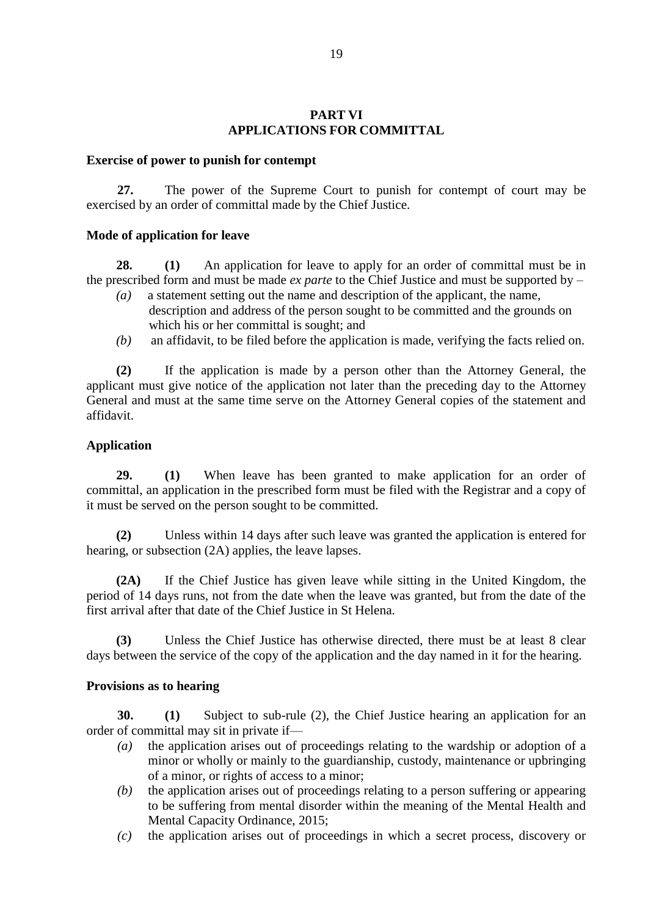## PART VI
## APPLICATIONS FOR COMMITTAL

**Exercise of power to punish for contempt**

**27.** The power of the Supreme Court to punish for contempt of court may be exercised by an order of committal made by the Chief Justice.

**Mode of application for leave**

**28.** **(1)** An application for leave to apply for an order of committal must be in the prescribed form and must be made *ex parte* to the Chief Justice and must be supported by –

- *(a)* a statement setting out the name and description of the applicant, the name, description and address of the person sought to be committed and the grounds on which his or her committal is sought; and
- *(b)* an affidavit, to be filed before the application is made, verifying the facts relied on.

**(2)** If the application is made by a person other than the Attorney General, the applicant must give notice of the application not later than the preceding day to the Attorney General and must at the same time serve on the Attorney General copies of the statement and affidavit.

**Application**

**29.** **(1)** When leave has been granted to make application for an order of committal, an application in the prescribed form must be filed with the Registrar and a copy of it must be served on the person sought to be committed.

**(2)** Unless within 14 days after such leave was granted the application is entered for hearing, or subsection (2A) applies, the leave lapses.

**(2A)** If the Chief Justice has given leave while sitting in the United Kingdom, the period of 14 days runs, not from the date when the leave was granted, but from the date of the first arrival after that date of the Chief Justice in St Helena.

**(3)** Unless the Chief Justice has otherwise directed, there must be at least 8 clear days between the service of the copy of the application and the day named in it for the hearing.

**Provisions as to hearing**

**30.** **(1)** Subject to sub-rule (2), the Chief Justice hearing an application for an order of committal may sit in private if—

- *(a)* the application arises out of proceedings relating to the wardship or adoption of a minor or wholly or mainly to the guardianship, custody, maintenance or upbringing of a minor, or rights of access to a minor;
- *(b)* the application arises out of proceedings relating to a person suffering or appearing to be suffering from mental disorder within the meaning of the Mental Health and Mental Capacity Ordinance, 2015;
- *(c)* the application arises out of proceedings in which a secret process, discovery or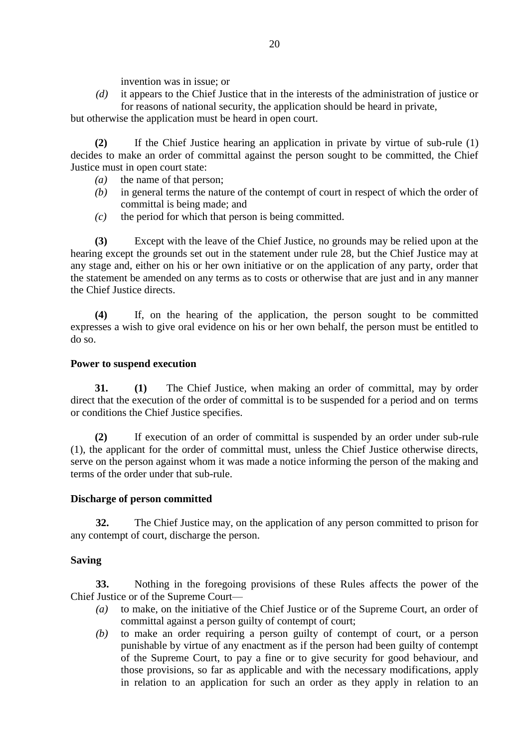invention was in issue; or

*(d)* it appears to the Chief Justice that in the interests of the administration of justice or for reasons of national security, the application should be heard in private,

but otherwise the application must be heard in open court.

**(2)** If the Chief Justice hearing an application in private by virtue of sub-rule (1) decides to make an order of committal against the person sought to be committed, the Chief Justice must in open court state:

*(a)* the name of that person;

*(b)* in general terms the nature of the contempt of court in respect of which the order of committal is being made; and

*(c)* the period for which that person is being committed.

**(3)** Except with the leave of the Chief Justice, no grounds may be relied upon at the hearing except the grounds set out in the statement under rule 28, but the Chief Justice may at any stage and, either on his or her own initiative or on the application of any party, order that the statement be amended on any terms as to costs or otherwise that are just and in any manner the Chief Justice directs.

**(4)** If, on the hearing of the application, the person sought to be committed expresses a wish to give oral evidence on his or her own behalf, the person must be entitled to do so.

**Power to suspend execution**

**31.** **(1)** The Chief Justice, when making an order of committal, may by order direct that the execution of the order of committal is to be suspended for a period and on terms or conditions the Chief Justice specifies.

**(2)** If execution of an order of committal is suspended by an order under sub-rule (1), the applicant for the order of committal must, unless the Chief Justice otherwise directs, serve on the person against whom it was made a notice informing the person of the making and terms of the order under that sub-rule.

**Discharge of person committed**

**32.** The Chief Justice may, on the application of any person committed to prison for any contempt of court, discharge the person.

**Saving**

**33.** Nothing in the foregoing provisions of these Rules affects the power of the Chief Justice or of the Supreme Court—

*(a)* to make, on the initiative of the Chief Justice or of the Supreme Court, an order of committal against a person guilty of contempt of court;

*(b)* to make an order requiring a person guilty of contempt of court, or a person punishable by virtue of any enactment as if the person had been guilty of contempt of the Supreme Court, to pay a fine or to give security for good behaviour, and those provisions, so far as applicable and with the necessary modifications, apply in relation to an application for such an order as they apply in relation to an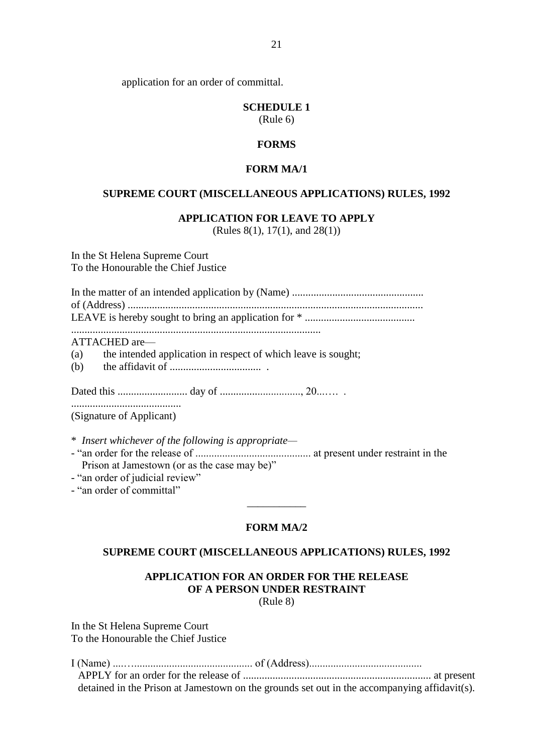application for an order of committal.

**SCHEDULE 1**
(Rule 6)

**FORMS**

**FORM MA/1**

**SUPREME COURT (MISCELLANEOUS APPLICATIONS) RULES, 1992**

**APPLICATION FOR LEAVE TO APPLY**
(Rules 8(1), 17(1), and 28(1))

In the St Helena Supreme Court
To the Honourable the Chief Justice

In the matter of an intended application by (Name) ...............................................
of (Address) ............................................................................................................
LEAVE is hereby sought to bring an application for * .........................................
............................................................................................

ATTACHED are—

(a) the intended application in respect of which leave is sought;
(b) the affidavit of .................................. .

Dated this .......................... day of .............................., 20...…… .

.........................................
(Signature of Applicant)

\* *Insert whichever of the following is appropriate—*

- "an order for the release of .......................................... at present under restraint in the Prison at Jamestown (or as the case may be)"
- "an order of judicial review"
- "an order of committal"

___________

**FORM MA/2**

**SUPREME COURT (MISCELLANEOUS APPLICATIONS) RULES, 1992**

**APPLICATION FOR AN ORDER FOR THE RELEASE OF A PERSON UNDER RESTRAINT**
(Rule 8)

In the St Helena Supreme Court
To the Honourable the Chief Justice

I (Name) ....…............................................ of (Address).........................................
APPLY for an order for the release of ...................................................................... at present detained in the Prison at Jamestown on the grounds set out in the accompanying affidavit(s).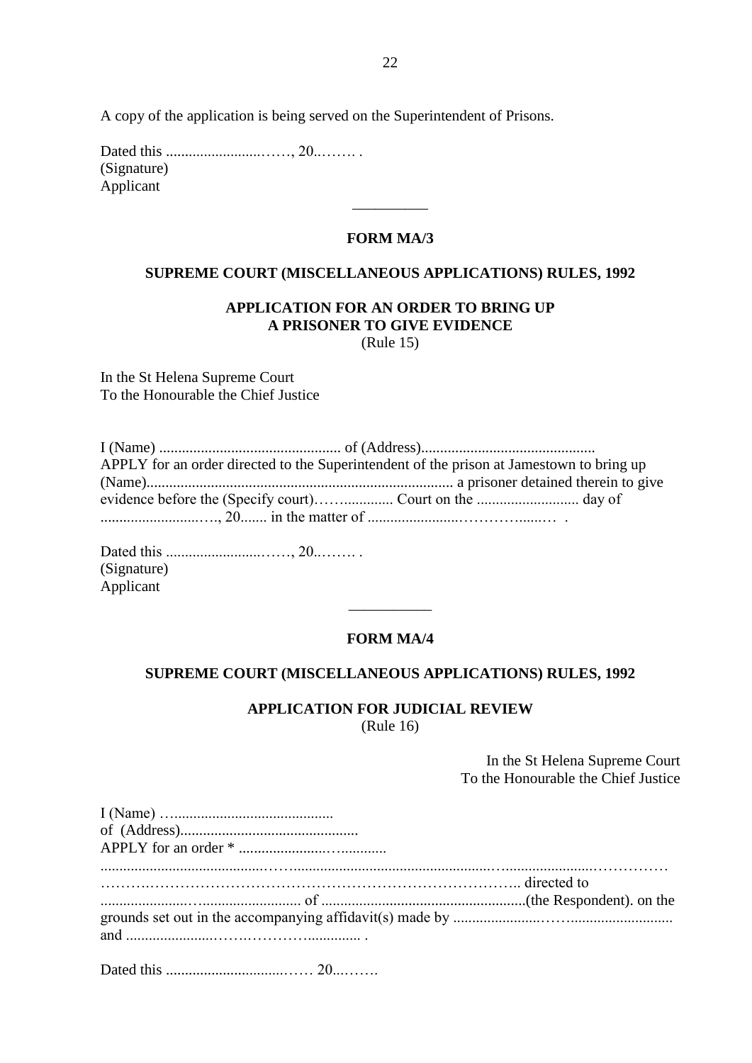A copy of the application is being served on the Superintendent of Prisons.

Dated this ..........................……, 20..……. .
(Signature)
Applicant

__________

**FORM MA/3**

**SUPREME COURT (MISCELLANEOUS APPLICATIONS) RULES, 1992**

**APPLICATION FOR AN ORDER TO BRING UP A PRISONER TO GIVE EVIDENCE**
(Rule 15)

In the St Helena Supreme Court
To the Honourable the Chief Justice

I (Name) ................................................ of (Address).............................................
APPLY for an order directed to the Superintendent of the prison at Jamestown to bring up (Name)................................................................................. a prisoner detained therein to give evidence before the (Specify court)……............. Court on the ........................... day of ..........................…., 20....... in the matter of .......................……….....… .

Dated this ..........................……, 20..……. .
(Signature)
Applicant

___________

**FORM MA/4**

**SUPREME COURT (MISCELLANEOUS APPLICATIONS) RULES, 1992**

**APPLICATION FOR JUDICIAL REVIEW**
(Rule 16)

In the St Helena Supreme Court
To the Honourable the Chief Justice

I (Name) …..........................................
of (Address)...............................................
APPLY for an order * ......................…...........
..........................................……...................................................…......................……………
……….………………………………………………………………….. directed to
.......................…......................... of ......................................................(the Respondent). on the grounds set out in the accompanying affidavit(s) made by .......................……......................... and .......................…….…………............. .

Dated this ................................…… 20...…….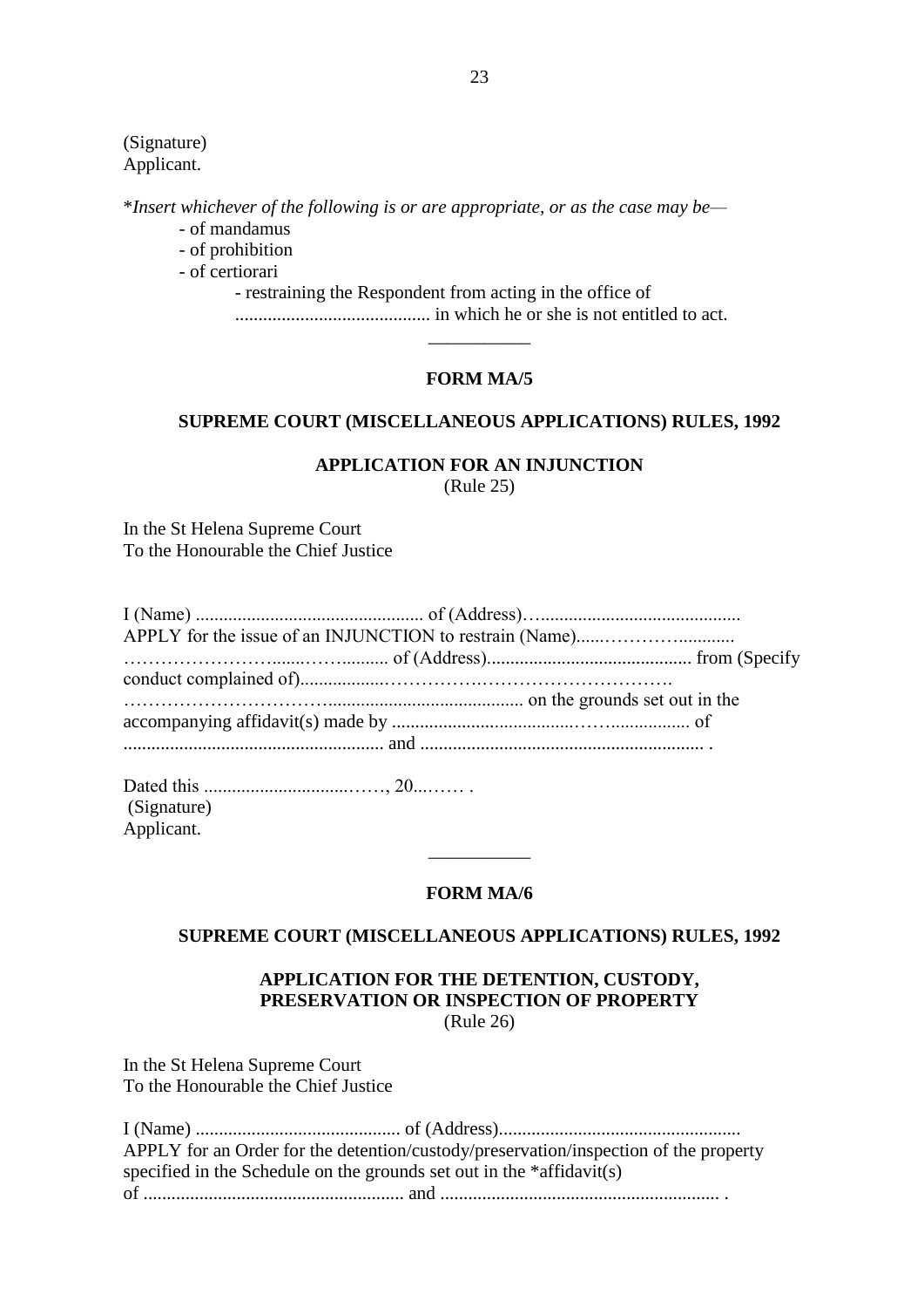(Signature)
Applicant.

**Insert whichever of the following is or are appropriate, or as the case may be—*

- of mandamus
- of prohibition
- of certiorari
    - restraining the Respondent from acting in the office of .......................................... in which he or she is not entitled to act.

---

**FORM MA/5**

**SUPREME COURT (MISCELLANEOUS APPLICATIONS) RULES, 1992**

**APPLICATION FOR AN INJUNCTION**
(Rule 25)

In the St Helena Supreme Court
To the Honourable the Chief Justice

I (Name) ................................................. of (Address)…......................................... APPLY for the issue of an INJUNCTION to restrain (Name)......………….......... ……………………......……......... of (Address)........................................... from (Specify conduct complained of).................…………….………………………. …………………………......................................... on the grounds set out in the accompanying affidavit(s) made by ...................................…….................. of ....................................................... and ............................................................ .

Dated this ...............................……, 20...…… .
(Signature)
Applicant.

---

**FORM MA/6**

**SUPREME COURT (MISCELLANEOUS APPLICATIONS) RULES, 1992**

**APPLICATION FOR THE DETENTION, CUSTODY, PRESERVATION OR INSPECTION OF PROPERTY**
(Rule 26)

In the St Helena Supreme Court
To the Honourable the Chief Justice

I (Name) ............................................ of (Address)................................................... APPLY for an Order for the detention/custody/preservation/inspection of the property specified in the Schedule on the grounds set out in the *affidavit(s) of ....................................................... and ........................................................... .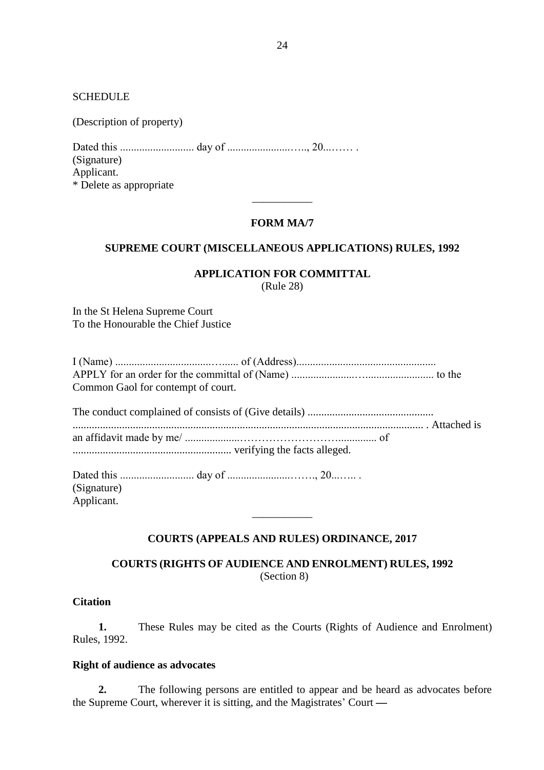SCHEDULE

(Description of property)

Dated this ........................... day of .......................….., 20...…… .
(Signature)
Applicant.
* Delete as appropriate

___________

**FORM MA/7**

**SUPREME COURT (MISCELLANEOUS APPLICATIONS) RULES, 1992**

**APPLICATION FOR COMMITTAL**
(Rule 28)

In the St Helena Supreme Court
To the Honourable the Chief Justice

I (Name) ..................................…...... of (Address)..................................................
APPLY for an order for the committal of (Name) ......................…......................... to the Common Gaol for contempt of court.

The conduct complained of consists of (Give details) ..............................................
............................................................................................................................ . Attached is an affidavit made by me/ ....................………………………............. of .......................................................... verifying the facts alleged.

Dated this ........................... day of .......................……., 20...….. .
(Signature)
Applicant.

___________

**COURTS (APPEALS AND RULES) ORDINANCE, 2017**

**COURTS (RIGHTS OF AUDIENCE AND ENROLMENT) RULES, 1992**
(Section 8)

**Citation**

**1.** These Rules may be cited as the Courts (Rights of Audience and Enrolment) Rules, 1992.

**Right of audience as advocates**

**2.** The following persons are entitled to appear and be heard as advocates before the Supreme Court, wherever it is sitting, and the Magistrates' Court —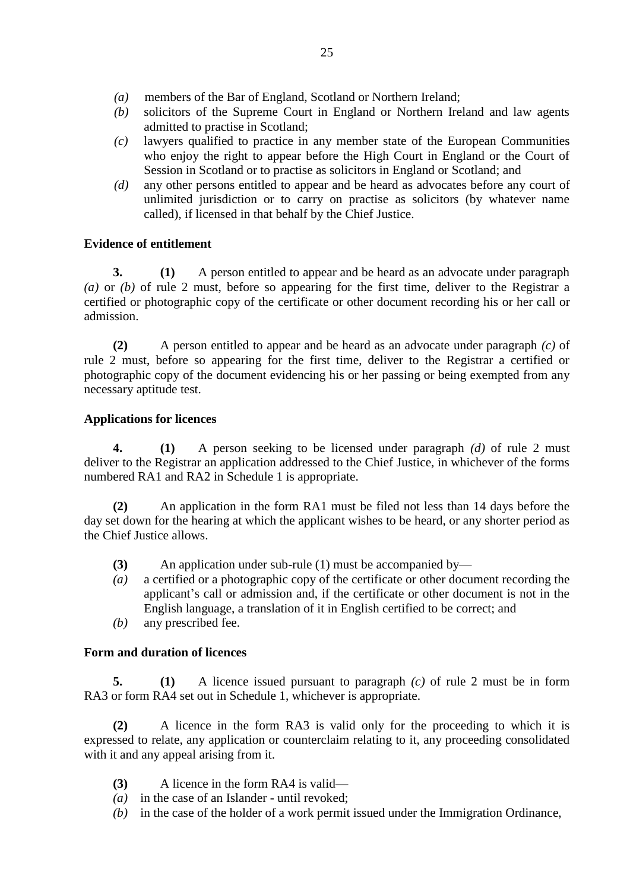*(a)* members of the Bar of England, Scotland or Northern Ireland;

*(b)* solicitors of the Supreme Court in England or Northern Ireland and law agents admitted to practise in Scotland;

*(c)* lawyers qualified to practice in any member state of the European Communities who enjoy the right to appear before the High Court in England or the Court of Session in Scotland or to practise as solicitors in England or Scotland; and

*(d)* any other persons entitled to appear and be heard as advocates before any court of unlimited jurisdiction or to carry on practise as solicitors (by whatever name called), if licensed in that behalf by the Chief Justice.

**Evidence of entitlement**

**3.** **(1)** A person entitled to appear and be heard as an advocate under paragraph *(a)* or *(b)* of rule 2 must, before so appearing for the first time, deliver to the Registrar a certified or photographic copy of the certificate or other document recording his or her call or admission.

**(2)** A person entitled to appear and be heard as an advocate under paragraph *(c)* of rule 2 must, before so appearing for the first time, deliver to the Registrar a certified or photographic copy of the document evidencing his or her passing or being exempted from any necessary aptitude test.

**Applications for licences**

**4.** **(1)** A person seeking to be licensed under paragraph *(d)* of rule 2 must deliver to the Registrar an application addressed to the Chief Justice, in whichever of the forms numbered RA1 and RA2 in Schedule 1 is appropriate.

**(2)** An application in the form RA1 must be filed not less than 14 days before the day set down for the hearing at which the applicant wishes to be heard, or any shorter period as the Chief Justice allows.

**(3)** An application under sub-rule (1) must be accompanied by—

*(a)* a certified or a photographic copy of the certificate or other document recording the applicant's call or admission and, if the certificate or other document is not in the English language, a translation of it in English certified to be correct; and

*(b)* any prescribed fee.

**Form and duration of licences**

**5.** **(1)** A licence issued pursuant to paragraph *(c)* of rule 2 must be in form RA3 or form RA4 set out in Schedule 1, whichever is appropriate.

**(2)** A licence in the form RA3 is valid only for the proceeding to which it is expressed to relate, any application or counterclaim relating to it, any proceeding consolidated with it and any appeal arising from it.

**(3)** A licence in the form RA4 is valid—

*(a)* in the case of an Islander - until revoked;

*(b)* in the case of the holder of a work permit issued under the Immigration Ordinance,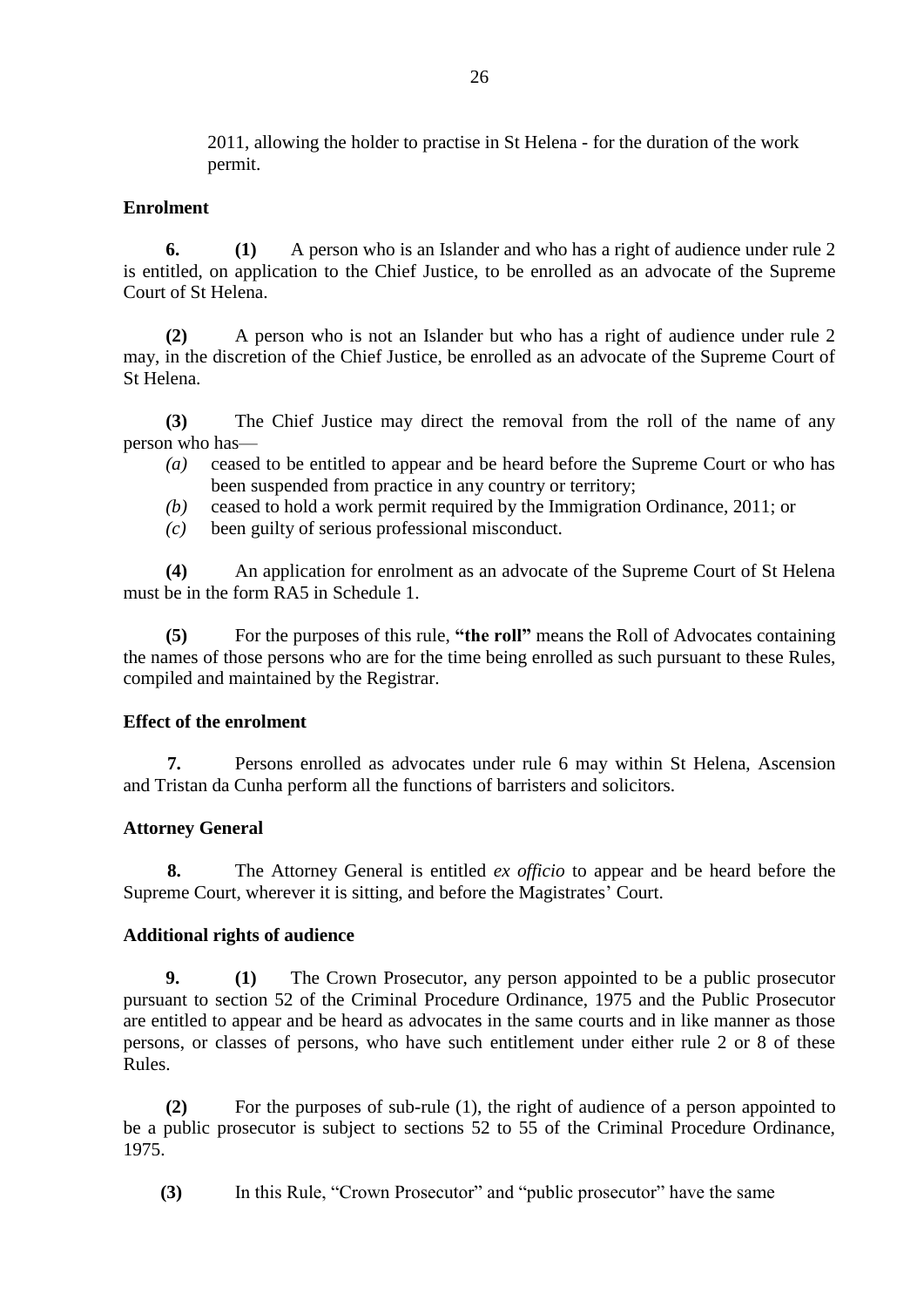2011, allowing the holder to practise in St Helena - for the duration of the work permit.

**Enrolment**

**6.** **(1)** A person who is an Islander and who has a right of audience under rule 2 is entitled, on application to the Chief Justice, to be enrolled as an advocate of the Supreme Court of St Helena.

**(2)** A person who is not an Islander but who has a right of audience under rule 2 may, in the discretion of the Chief Justice, be enrolled as an advocate of the Supreme Court of St Helena.

**(3)** The Chief Justice may direct the removal from the roll of the name of any person who has—

*(a)* ceased to be entitled to appear and be heard before the Supreme Court or who has been suspended from practice in any country or territory;

*(b)* ceased to hold a work permit required by the Immigration Ordinance, 2011; or

*(c)* been guilty of serious professional misconduct.

**(4)** An application for enrolment as an advocate of the Supreme Court of St Helena must be in the form RA5 in Schedule 1.

**(5)** For the purposes of this rule, **"the roll"** means the Roll of Advocates containing the names of those persons who are for the time being enrolled as such pursuant to these Rules, compiled and maintained by the Registrar.

**Effect of the enrolment**

**7.** Persons enrolled as advocates under rule 6 may within St Helena, Ascension and Tristan da Cunha perform all the functions of barristers and solicitors.

**Attorney General**

**8.** The Attorney General is entitled *ex officio* to appear and be heard before the Supreme Court, wherever it is sitting, and before the Magistrates' Court.

**Additional rights of audience**

**9.** **(1)** The Crown Prosecutor, any person appointed to be a public prosecutor pursuant to section 52 of the Criminal Procedure Ordinance, 1975 and the Public Prosecutor are entitled to appear and be heard as advocates in the same courts and in like manner as those persons, or classes of persons, who have such entitlement under either rule 2 or 8 of these Rules.

**(2)** For the purposes of sub-rule (1), the right of audience of a person appointed to be a public prosecutor is subject to sections 52 to 55 of the Criminal Procedure Ordinance, 1975.

**(3)** In this Rule, "Crown Prosecutor" and "public prosecutor" have the same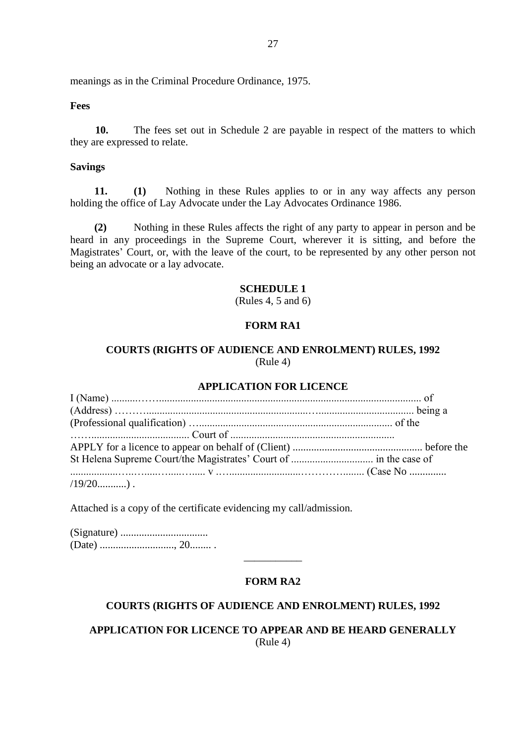meanings as in the Criminal Procedure Ordinance, 1975.

**Fees**

**10.** The fees set out in Schedule 2 are payable in respect of the matters to which they are expressed to relate.

**Savings**

**11. (1)** Nothing in these Rules applies to or in any way affects any person holding the office of Lay Advocate under the Lay Advocates Ordinance 1986.

**(2)** Nothing in these Rules affects the right of any party to appear in person and be heard in any proceedings in the Supreme Court, wherever it is sitting, and before the Magistrates' Court, or, with the leave of the court, to be represented by any other person not being an advocate or a lay advocate.

**SCHEDULE 1**

(Rules 4, 5 and 6)

**FORM RA1**

**COURTS (RIGHTS OF AUDIENCE AND ENROLMENT) RULES, 1992**

(Rule 4)

**APPLICATION FOR LICENCE**

I (Name) .........……................................................................................................ of
(Address) ………..............................................................…................................... being a
(Professional qualification) …......................................................................... of the
……..................................... Court of .............................................................
APPLY for a licence to appear on behalf of (Client) ................................................. before the
St Helena Supreme Court/the Magistrates' Court of ............................... in the case of
..................….…......…....…..... v ….........................…………........ (Case No .............
/19/20...........) .

Attached is a copy of the certificate evidencing my call/admission.

(Signature) .................................
(Date) ............................, 20........ .

---

**FORM RA2**

**COURTS (RIGHTS OF AUDIENCE AND ENROLMENT) RULES, 1992**

**APPLICATION FOR LICENCE TO APPEAR AND BE HEARD GENERALLY**

(Rule 4)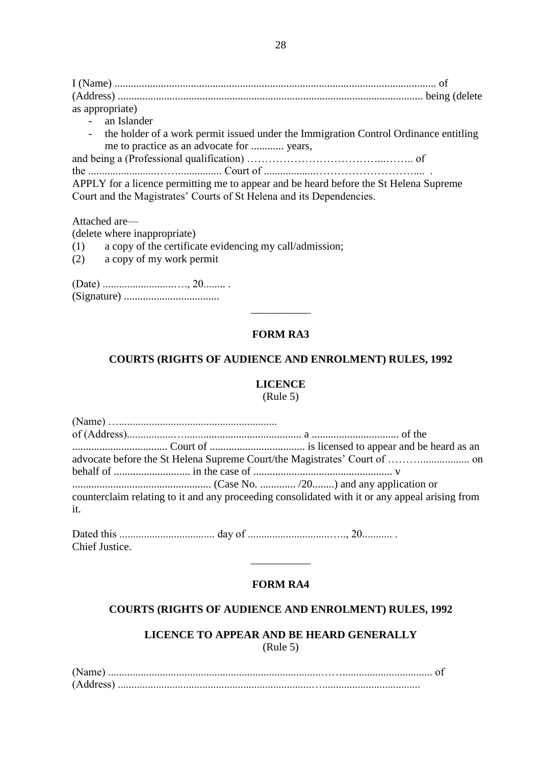I (Name) ...................................................................................................................... of (Address) ............................................................................................................... being (delete as appropriate)

- an Islander
- the holder of a work permit issued under the Immigration Control Ordinance entitling me to practice as an advocate for ............ years,

and being a (Professional qualification) ……………………………...…….. of the ..........................…….................. Court of ..................………………………....  .
APPLY for a licence permitting me to appear and be heard before the St Helena Supreme Court and the Magistrates' Courts of St Helena and its Dependencies.

Attached are—
(delete where inappropriate)

(1) a copy of the certificate evidencing my call/admission;
(2) a copy of my work permit

(Date) ...........................…., 20........ .
(Signature) ...................................

---

**FORM RA3**

**COURTS (RIGHTS OF AUDIENCE AND ENROLMENT) RULES, 1992**

**LICENCE**
(Rule 5)

(Name) …........................................................
of (Address).................…........................................... a ................................ of the ................................... Court of ................................... is licensed to appear and be heard as an advocate before the St Helena Supreme Court/the Magistrates' Court of ……….................. on behalf of ............................ in the case of .................................................... v .................................................. (Case No. ............. /20........) and any application or counterclaim relating to it and any proceeding consolidated with it or any appeal arising from it.

Dated this ................................... day of .............................….., 20........... .
Chief Justice.

---

**FORM RA4**

**COURTS (RIGHTS OF AUDIENCE AND ENROLMENT) RULES, 1992**

**LICENCE TO APPEAR AND BE HEARD GENERALLY**
(Rule 5)

(Name) ..................................................................................……................................ of
(Address) ...........................................................................…...................................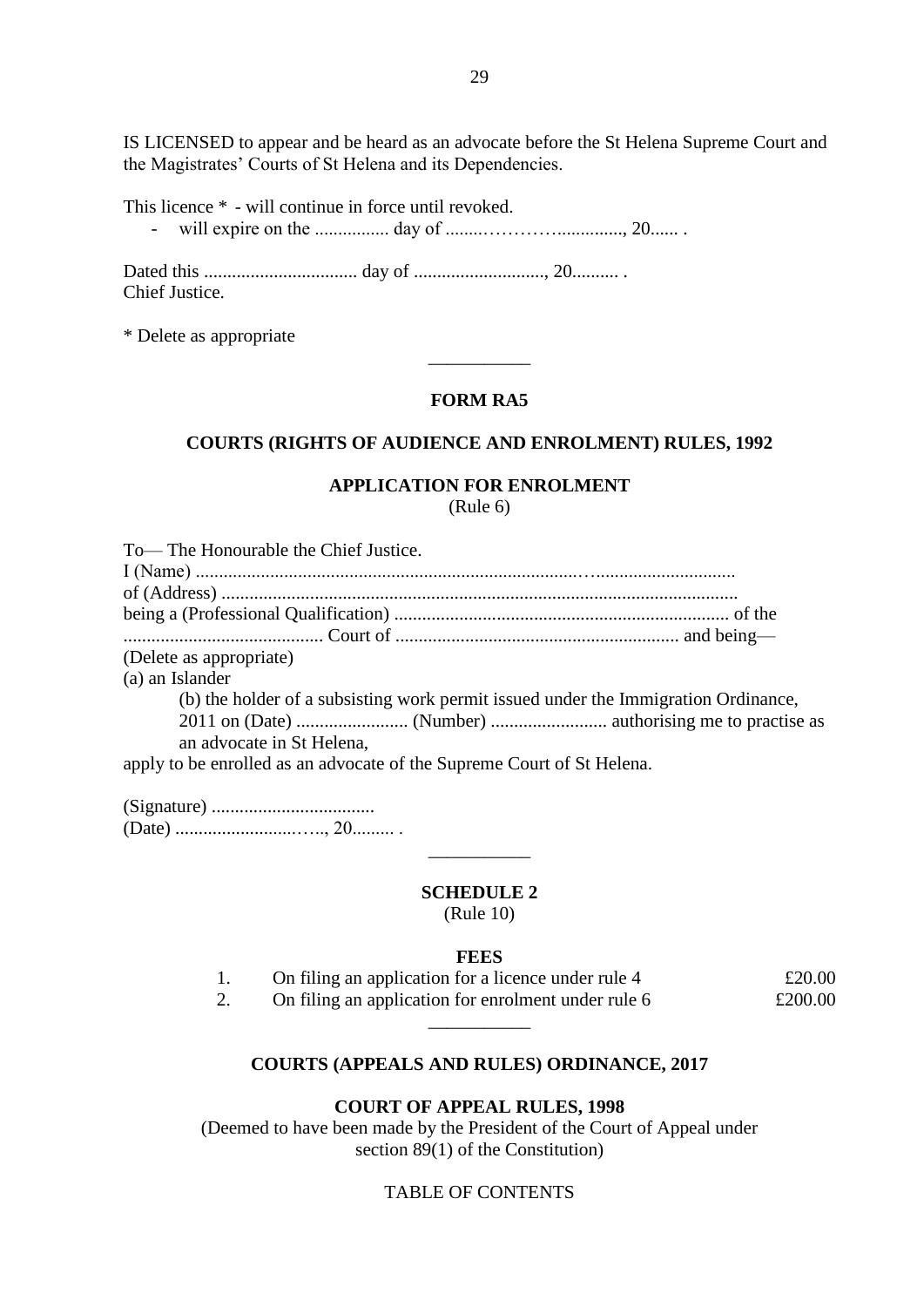IS LICENSED to appear and be heard as an advocate before the St Helena Supreme Court and the Magistrates' Courts of St Helena and its Dependencies.

This licence * - will continue in force until revoked.

- will expire on the ................ day of ........…………..............., 20...... .

Dated this ................................. day of ............................, 20.......... .
Chief Justice.

* Delete as appropriate

---

**FORM RA5**

**COURTS (RIGHTS OF AUDIENCE AND ENROLMENT) RULES, 1992**

**APPLICATION FOR ENROLMENT**
(Rule 6)

To— The Honourable the Chief Justice.
I (Name) ..................................................................................…..............................
of (Address) ...............................................................................................................
being a (Professional Qualification) ........................................................................ of the
.......................................... Court of ............................................................. and being—
(Delete as appropriate)
(a) an Islander

(b) the holder of a subsisting work permit issued under the Immigration Ordinance, 2011 on (Date) ........................ (Number) ......................... authorising me to practise as an advocate in St Helena,

apply to be enrolled as an advocate of the Supreme Court of St Helena.

(Signature) ...................................
(Date) ...........................….., 20......... .

---

**SCHEDULE 2**
(Rule 10)

**FEES**

| | | |
|---|---|---|
| 1. | On filing an application for a licence under rule 4 | £20.00 |
| 2. | On filing an application for enrolment under rule 6 | £200.00 |

---

**COURTS (APPEALS AND RULES) ORDINANCE, 2017**

**COURT OF APPEAL RULES, 1998**
(Deemed to have been made by the President of the Court of Appeal under section 89(1) of the Constitution)

TABLE OF CONTENTS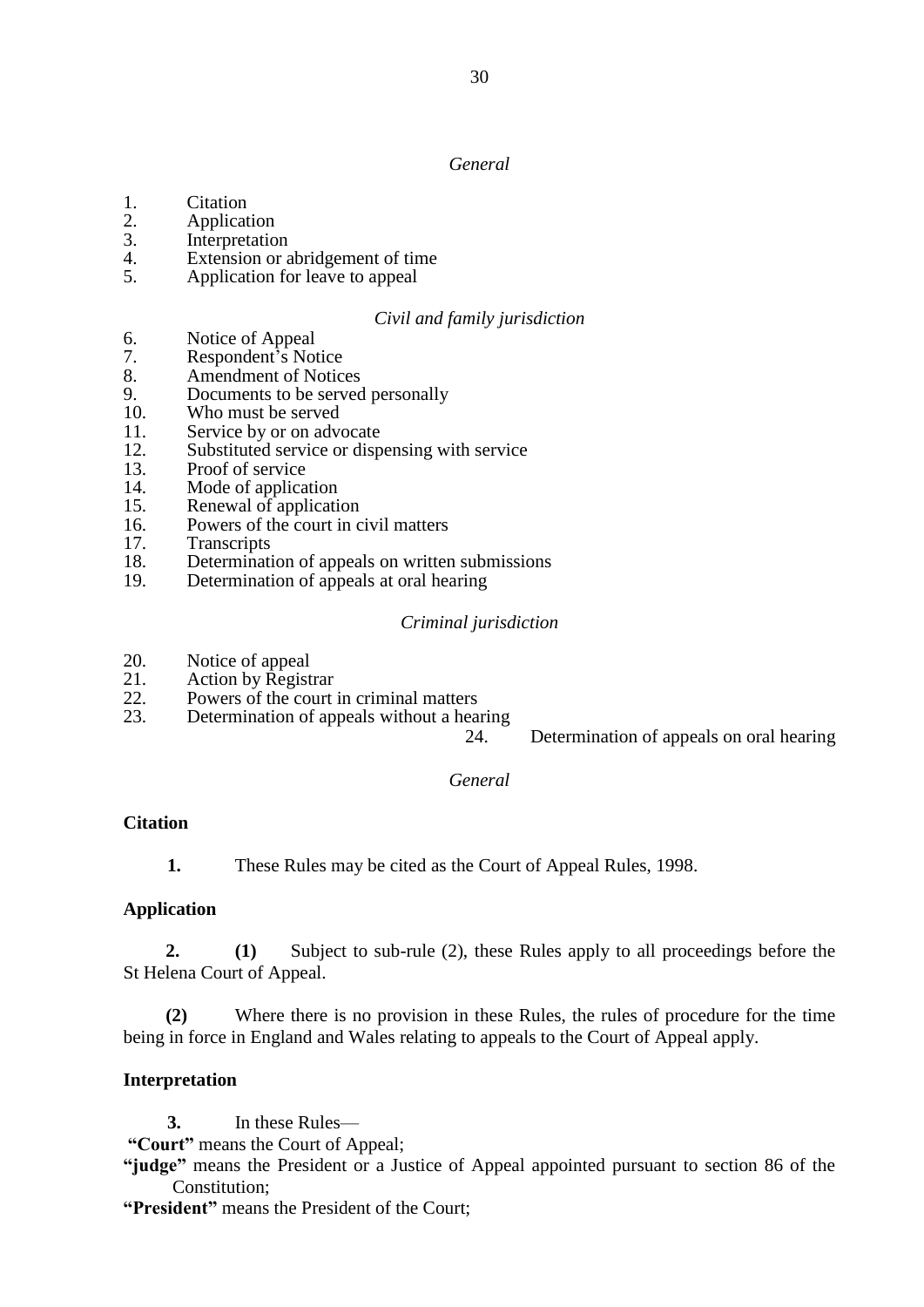*General*

1. Citation
2. Application
3. Interpretation
4. Extension or abridgement of time
5. Application for leave to appeal

*Civil and family jurisdiction*

6. Notice of Appeal
7. Respondent's Notice
8. Amendment of Notices
9. Documents to be served personally
10. Who must be served
11. Service by or on advocate
12. Substituted service or dispensing with service
13. Proof of service
14. Mode of application
15. Renewal of application
16. Powers of the court in civil matters
17. Transcripts
18. Determination of appeals on written submissions
19. Determination of appeals at oral hearing

*Criminal jurisdiction*

20. Notice of appeal
21. Action by Registrar
22. Powers of the court in criminal matters
23. Determination of appeals without a hearing
24. Determination of appeals on oral hearing

*General*

**Citation**

**1.** These Rules may be cited as the Court of Appeal Rules, 1998.

**Application**

**2.** **(1)** Subject to sub-rule (2), these Rules apply to all proceedings before the St Helena Court of Appeal.

**(2)** Where there is no provision in these Rules, the rules of procedure for the time being in force in England and Wales relating to appeals to the Court of Appeal apply.

**Interpretation**

**3.** In these Rules—

**"Court"** means the Court of Appeal;

**"judge"** means the President or a Justice of Appeal appointed pursuant to section 86 of the Constitution;

**"President"** means the President of the Court;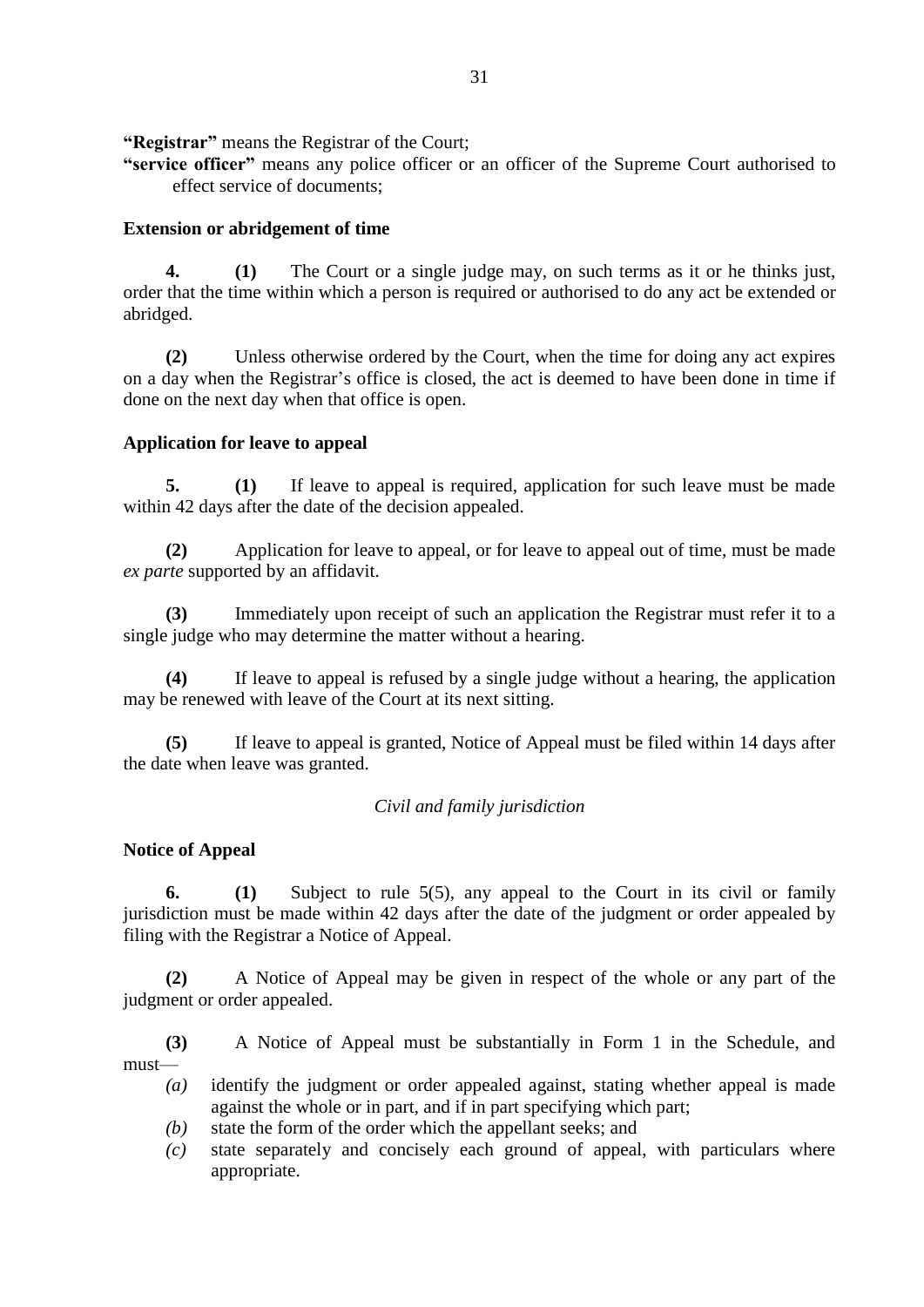**"Registrar"** means the Registrar of the Court;

**"service officer"** means any police officer or an officer of the Supreme Court authorised to effect service of documents;

### Extension or abridgement of time

**4.** **(1)** The Court or a single judge may, on such terms as it or he thinks just, order that the time within which a person is required or authorised to do any act be extended or abridged.

**(2)** Unless otherwise ordered by the Court, when the time for doing any act expires on a day when the Registrar's office is closed, the act is deemed to have been done in time if done on the next day when that office is open.

### Application for leave to appeal

**5.** **(1)** If leave to appeal is required, application for such leave must be made within 42 days after the date of the decision appealed.

**(2)** Application for leave to appeal, or for leave to appeal out of time, must be made *ex parte* supported by an affidavit.

**(3)** Immediately upon receipt of such an application the Registrar must refer it to a single judge who may determine the matter without a hearing.

**(4)** If leave to appeal is refused by a single judge without a hearing, the application may be renewed with leave of the Court at its next sitting.

**(5)** If leave to appeal is granted, Notice of Appeal must be filed within 14 days after the date when leave was granted.

*Civil and family jurisdiction*

### Notice of Appeal

**6.** **(1)** Subject to rule 5(5), any appeal to the Court in its civil or family jurisdiction must be made within 42 days after the date of the judgment or order appealed by filing with the Registrar a Notice of Appeal.

**(2)** A Notice of Appeal may be given in respect of the whole or any part of the judgment or order appealed.

**(3)** A Notice of Appeal must be substantially in Form 1 in the Schedule, and must—

- *(a)* identify the judgment or order appealed against, stating whether appeal is made against the whole or in part, and if in part specifying which part;
- *(b)* state the form of the order which the appellant seeks; and
- *(c)* state separately and concisely each ground of appeal, with particulars where appropriate.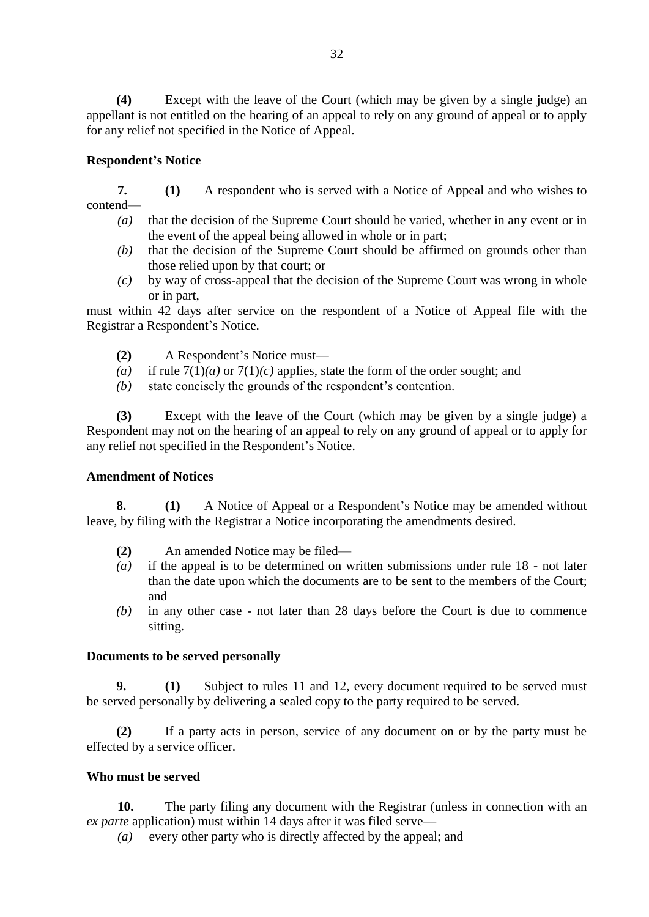**(4)** Except with the leave of the Court (which may be given by a single judge) an appellant is not entitled on the hearing of an appeal to rely on any ground of appeal or to apply for any relief not specified in the Notice of Appeal.

**Respondent's Notice**

**7.** **(1)** A respondent who is served with a Notice of Appeal and who wishes to contend—

*(a)* that the decision of the Supreme Court should be varied, whether in any event or in the event of the appeal being allowed in whole or in part;

*(b)* that the decision of the Supreme Court should be affirmed on grounds other than those relied upon by that court; or

*(c)* by way of cross-appeal that the decision of the Supreme Court was wrong in whole or in part,

must within 42 days after service on the respondent of a Notice of Appeal file with the Registrar a Respondent's Notice.

**(2)** A Respondent's Notice must—

*(a)* if rule 7(1)*(a)* or 7(1)*(c)* applies, state the form of the order sought; and

*(b)* state concisely the grounds of the respondent's contention.

**(3)** Except with the leave of the Court (which may be given by a single judge) a Respondent may not on the hearing of an appeal ~~to~~ rely on any ground of appeal or to apply for any relief not specified in the Respondent's Notice.

**Amendment of Notices**

**8.** **(1)** A Notice of Appeal or a Respondent's Notice may be amended without leave, by filing with the Registrar a Notice incorporating the amendments desired.

**(2)** An amended Notice may be filed—

*(a)* if the appeal is to be determined on written submissions under rule 18 - not later than the date upon which the documents are to be sent to the members of the Court; and

*(b)* in any other case - not later than 28 days before the Court is due to commence sitting.

**Documents to be served personally**

**9.** **(1)** Subject to rules 11 and 12, every document required to be served must be served personally by delivering a sealed copy to the party required to be served.

**(2)** If a party acts in person, service of any document on or by the party must be effected by a service officer.

**Who must be served**

**10.** The party filing any document with the Registrar (unless in connection with an *ex parte* application) must within 14 days after it was filed serve—

*(a)* every other party who is directly affected by the appeal; and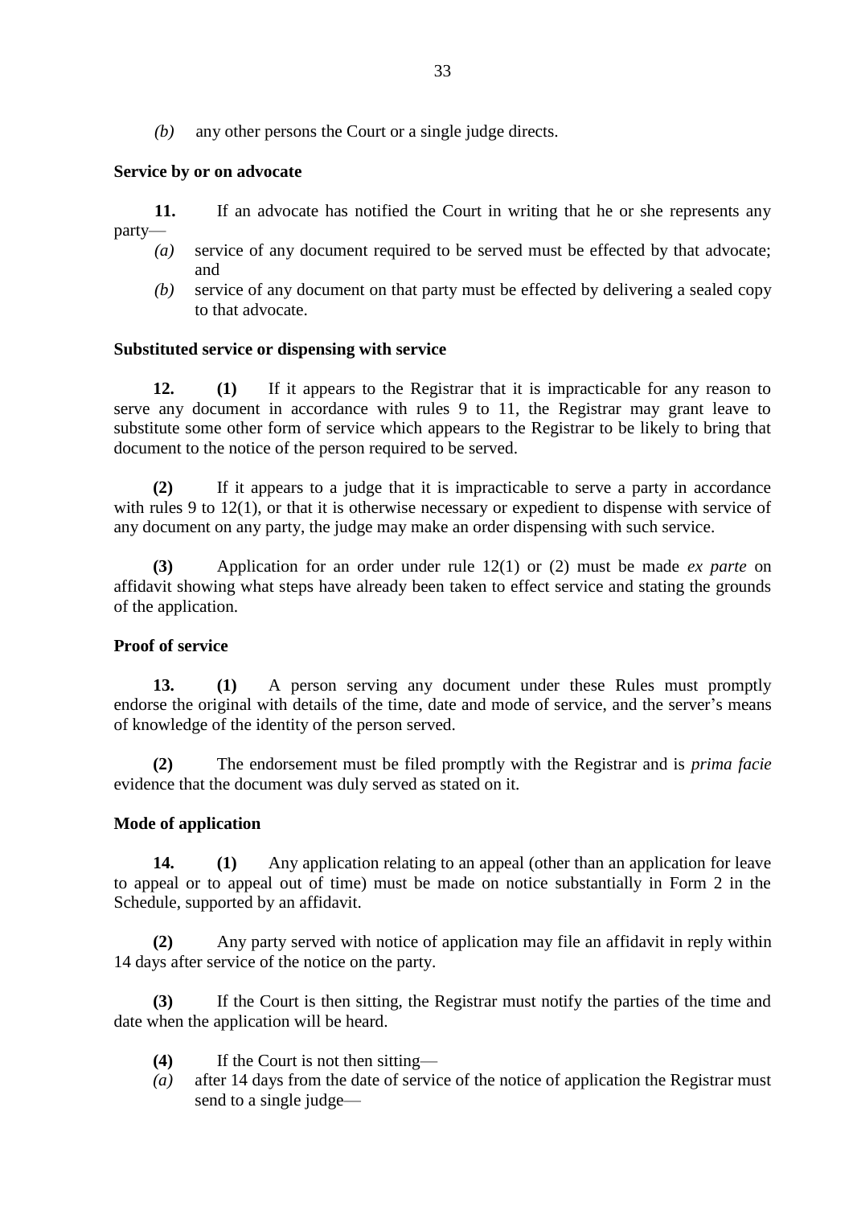*(b)* any other persons the Court or a single judge directs.

**Service by or on advocate**

**11.** If an advocate has notified the Court in writing that he or she represents any party—

*(a)* service of any document required to be served must be effected by that advocate; and

*(b)* service of any document on that party must be effected by delivering a sealed copy to that advocate.

**Substituted service or dispensing with service**

**12. (1)** If it appears to the Registrar that it is impracticable for any reason to serve any document in accordance with rules 9 to 11, the Registrar may grant leave to substitute some other form of service which appears to the Registrar to be likely to bring that document to the notice of the person required to be served.

**(2)** If it appears to a judge that it is impracticable to serve a party in accordance with rules 9 to 12(1), or that it is otherwise necessary or expedient to dispense with service of any document on any party, the judge may make an order dispensing with such service.

**(3)** Application for an order under rule 12(1) or (2) must be made *ex parte* on affidavit showing what steps have already been taken to effect service and stating the grounds of the application.

**Proof of service**

**13. (1)** A person serving any document under these Rules must promptly endorse the original with details of the time, date and mode of service, and the server's means of knowledge of the identity of the person served.

**(2)** The endorsement must be filed promptly with the Registrar and is *prima facie* evidence that the document was duly served as stated on it.

**Mode of application**

**14. (1)** Any application relating to an appeal (other than an application for leave to appeal or to appeal out of time) must be made on notice substantially in Form 2 in the Schedule, supported by an affidavit.

**(2)** Any party served with notice of application may file an affidavit in reply within 14 days after service of the notice on the party.

**(3)** If the Court is then sitting, the Registrar must notify the parties of the time and date when the application will be heard.

**(4)** If the Court is not then sitting—

*(a)* after 14 days from the date of service of the notice of application the Registrar must send to a single judge—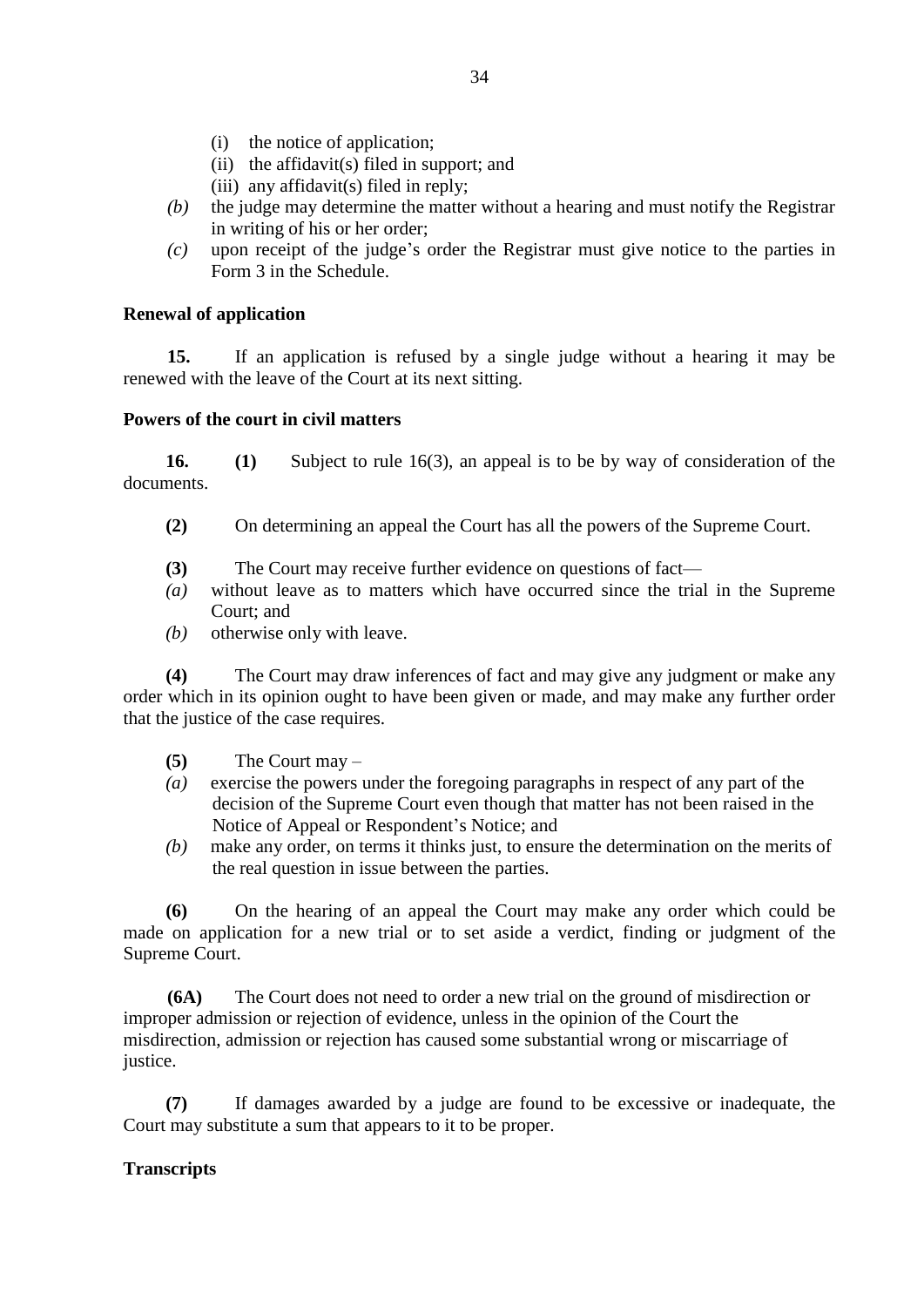(i) the notice of application;
(ii) the affidavit(s) filed in support; and
(iii) any affidavit(s) filed in reply;

*(b)* the judge may determine the matter without a hearing and must notify the Registrar in writing of his or her order;

*(c)* upon receipt of the judge's order the Registrar must give notice to the parties in Form 3 in the Schedule.

**Renewal of application**

**15.** If an application is refused by a single judge without a hearing it may be renewed with the leave of the Court at its next sitting.

**Powers of the court in civil matters**

**16. (1)** Subject to rule 16(3), an appeal is to be by way of consideration of the documents.

**(2)** On determining an appeal the Court has all the powers of the Supreme Court.

**(3)** The Court may receive further evidence on questions of fact—

*(a)* without leave as to matters which have occurred since the trial in the Supreme Court; and

*(b)* otherwise only with leave.

**(4)** The Court may draw inferences of fact and may give any judgment or make any order which in its opinion ought to have been given or made, and may make any further order that the justice of the case requires.

**(5)** The Court may –

*(a)* exercise the powers under the foregoing paragraphs in respect of any part of the decision of the Supreme Court even though that matter has not been raised in the Notice of Appeal or Respondent's Notice; and

*(b)* make any order, on terms it thinks just, to ensure the determination on the merits of the real question in issue between the parties.

**(6)** On the hearing of an appeal the Court may make any order which could be made on application for a new trial or to set aside a verdict, finding or judgment of the Supreme Court.

**(6A)** The Court does not need to order a new trial on the ground of misdirection or improper admission or rejection of evidence, unless in the opinion of the Court the misdirection, admission or rejection has caused some substantial wrong or miscarriage of justice.

**(7)** If damages awarded by a judge are found to be excessive or inadequate, the Court may substitute a sum that appears to it to be proper.

**Transcripts**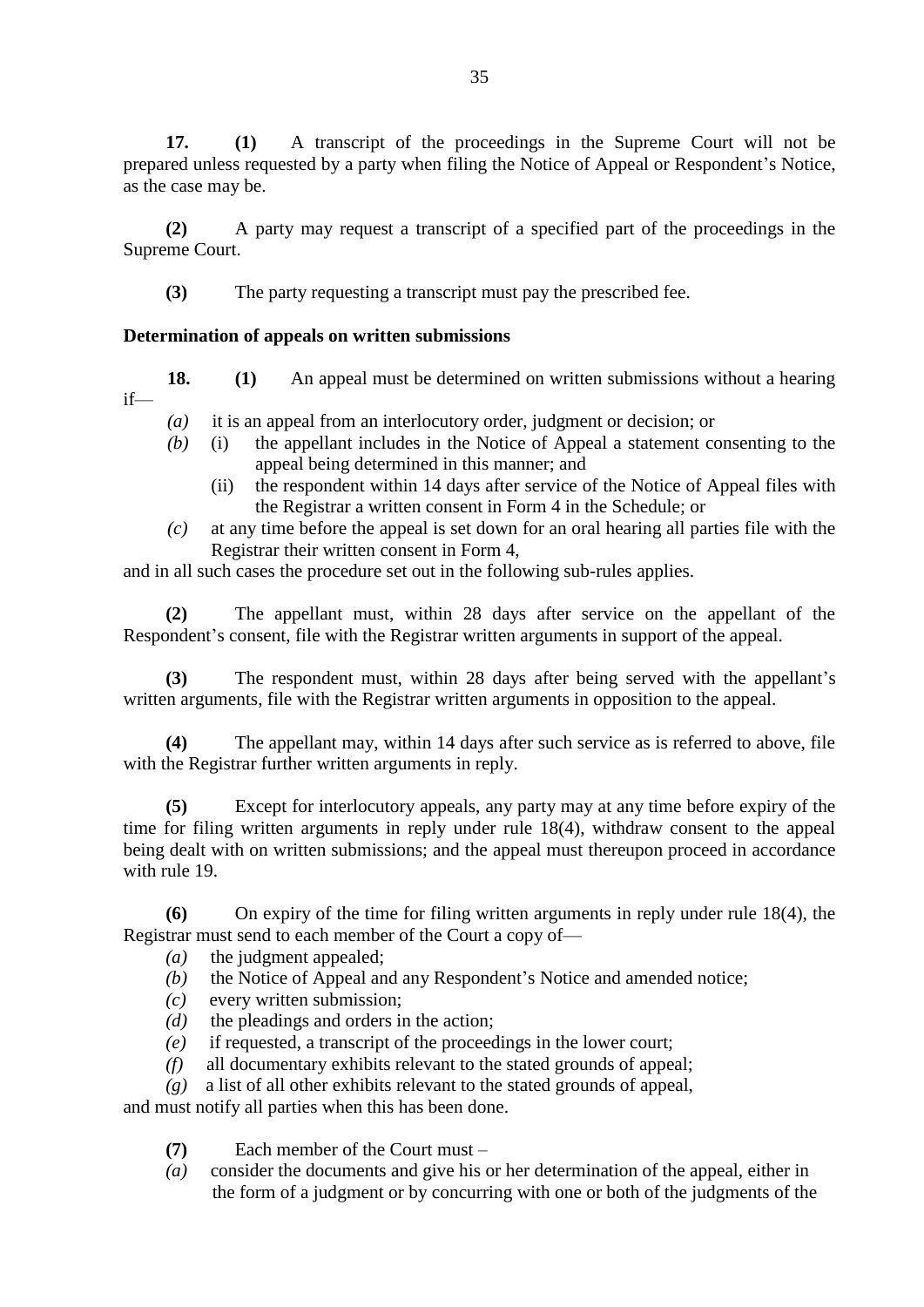**17.** **(1)** A transcript of the proceedings in the Supreme Court will not be prepared unless requested by a party when filing the Notice of Appeal or Respondent's Notice, as the case may be.

**(2)** A party may request a transcript of a specified part of the proceedings in the Supreme Court.

**(3)** The party requesting a transcript must pay the prescribed fee.

**Determination of appeals on written submissions**

**18.** **(1)** An appeal must be determined on written submissions without a hearing if—

*(a)* it is an appeal from an interlocutory order, judgment or decision; or

*(b)* (i) the appellant includes in the Notice of Appeal a statement consenting to the appeal being determined in this manner; and

(ii) the respondent within 14 days after service of the Notice of Appeal files with the Registrar a written consent in Form 4 in the Schedule; or

*(c)* at any time before the appeal is set down for an oral hearing all parties file with the Registrar their written consent in Form 4,

and in all such cases the procedure set out in the following sub-rules applies.

**(2)** The appellant must, within 28 days after service on the appellant of the Respondent's consent, file with the Registrar written arguments in support of the appeal.

**(3)** The respondent must, within 28 days after being served with the appellant's written arguments, file with the Registrar written arguments in opposition to the appeal.

**(4)** The appellant may, within 14 days after such service as is referred to above, file with the Registrar further written arguments in reply.

**(5)** Except for interlocutory appeals, any party may at any time before expiry of the time for filing written arguments in reply under rule 18(4), withdraw consent to the appeal being dealt with on written submissions; and the appeal must thereupon proceed in accordance with rule 19.

**(6)** On expiry of the time for filing written arguments in reply under rule 18(4), the Registrar must send to each member of the Court a copy of—

*(a)* the judgment appealed;

*(b)* the Notice of Appeal and any Respondent's Notice and amended notice;

*(c)* every written submission;

*(d)* the pleadings and orders in the action;

*(e)* if requested, a transcript of the proceedings in the lower court;

*(f)* all documentary exhibits relevant to the stated grounds of appeal;

*(g)* a list of all other exhibits relevant to the stated grounds of appeal,

and must notify all parties when this has been done.

**(7)** Each member of the Court must –

*(a)* consider the documents and give his or her determination of the appeal, either in the form of a judgment or by concurring with one or both of the judgments of the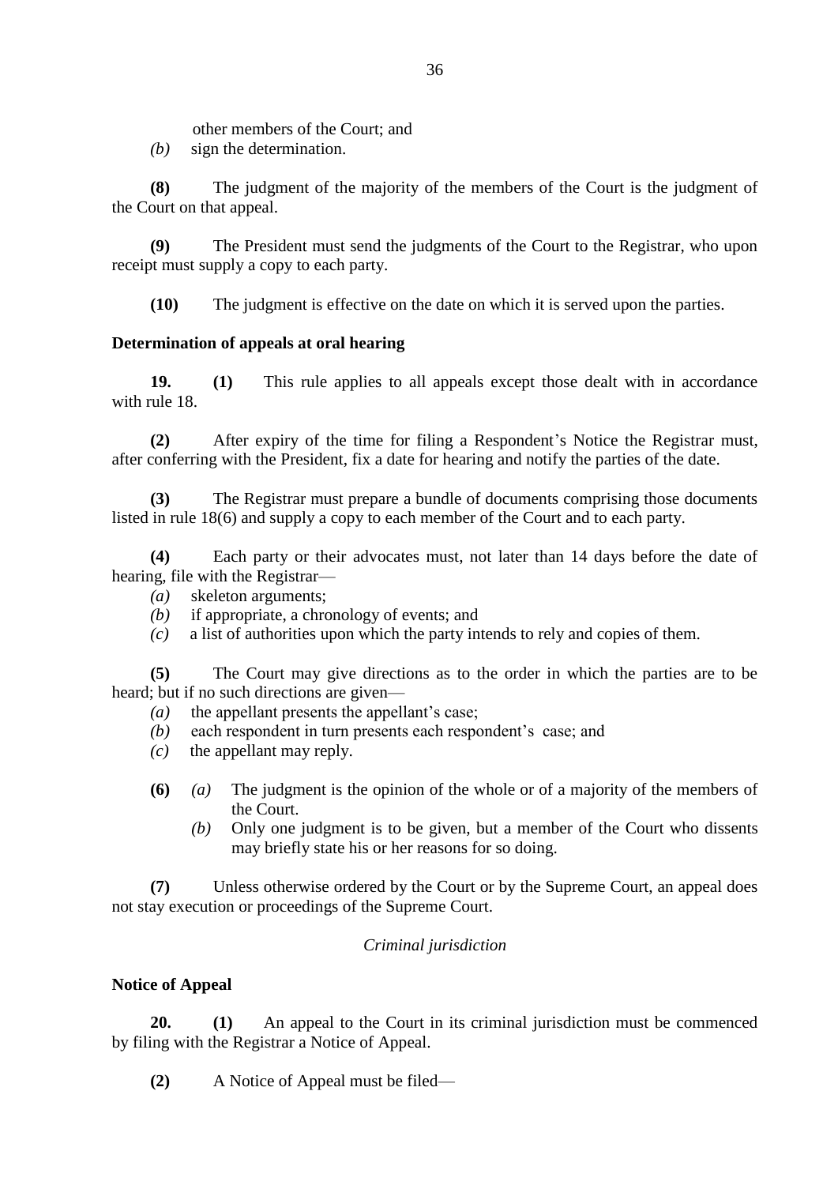other members of the Court; and

*(b)* sign the determination.

**(8)** The judgment of the majority of the members of the Court is the judgment of the Court on that appeal.

**(9)** The President must send the judgments of the Court to the Registrar, who upon receipt must supply a copy to each party.

**(10)** The judgment is effective on the date on which it is served upon the parties.

**Determination of appeals at oral hearing**

**19.** **(1)** This rule applies to all appeals except those dealt with in accordance with rule 18.

**(2)** After expiry of the time for filing a Respondent's Notice the Registrar must, after conferring with the President, fix a date for hearing and notify the parties of the date.

**(3)** The Registrar must prepare a bundle of documents comprising those documents listed in rule 18(6) and supply a copy to each member of the Court and to each party.

**(4)** Each party or their advocates must, not later than 14 days before the date of hearing, file with the Registrar—

*(a)* skeleton arguments;

*(b)* if appropriate, a chronology of events; and

*(c)* a list of authorities upon which the party intends to rely and copies of them.

**(5)** The Court may give directions as to the order in which the parties are to be heard; but if no such directions are given—

*(a)* the appellant presents the appellant's case;

*(b)* each respondent in turn presents each respondent's case; and

*(c)* the appellant may reply.

**(6)** *(a)* The judgment is the opinion of the whole or of a majority of the members of the Court.

*(b)* Only one judgment is to be given, but a member of the Court who dissents may briefly state his or her reasons for so doing.

**(7)** Unless otherwise ordered by the Court or by the Supreme Court, an appeal does not stay execution or proceedings of the Supreme Court.

*Criminal jurisdiction*

**Notice of Appeal**

**20.** **(1)** An appeal to the Court in its criminal jurisdiction must be commenced by filing with the Registrar a Notice of Appeal.

**(2)** A Notice of Appeal must be filed—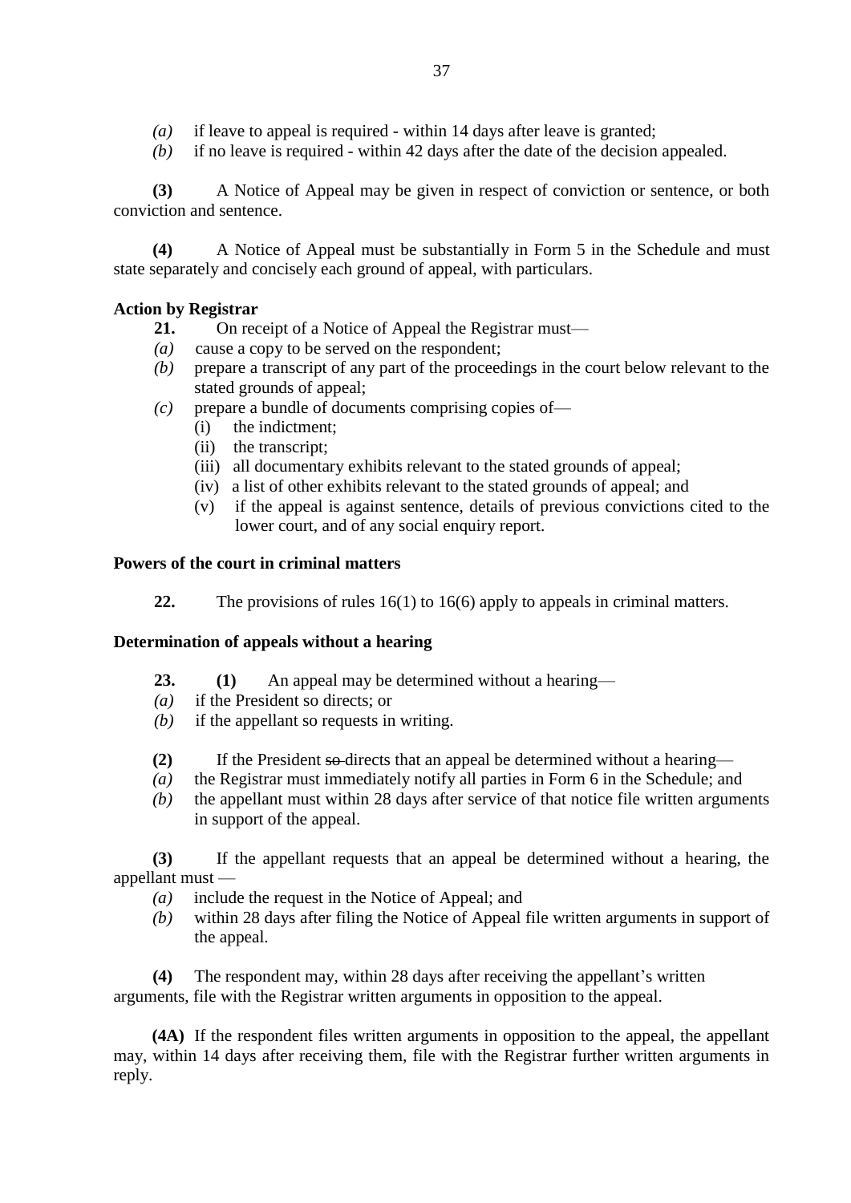*(a)* if leave to appeal is required - within 14 days after leave is granted;
*(b)* if no leave is required - within 42 days after the date of the decision appealed.

**(3)** A Notice of Appeal may be given in respect of conviction or sentence, or both conviction and sentence.

**(4)** A Notice of Appeal must be substantially in Form 5 in the Schedule and must state separately and concisely each ground of appeal, with particulars.

**Action by Registrar**

**21.** On receipt of a Notice of Appeal the Registrar must—

*(a)* cause a copy to be served on the respondent;
*(b)* prepare a transcript of any part of the proceedings in the court below relevant to the stated grounds of appeal;
*(c)* prepare a bundle of documents comprising copies of—
  (i) the indictment;
  (ii) the transcript;
  (iii) all documentary exhibits relevant to the stated grounds of appeal;
  (iv) a list of other exhibits relevant to the stated grounds of appeal; and
  (v) if the appeal is against sentence, details of previous convictions cited to the lower court, and of any social enquiry report.

**Powers of the court in criminal matters**

**22.** The provisions of rules 16(1) to 16(6) apply to appeals in criminal matters.

**Determination of appeals without a hearing**

**23.** **(1)** An appeal may be determined without a hearing—

*(a)* if the President so directs; or
*(b)* if the appellant so requests in writing.

**(2)** If the President ~~so~~ directs that an appeal be determined without a hearing—

*(a)* the Registrar must immediately notify all parties in Form 6 in the Schedule; and
*(b)* the appellant must within 28 days after service of that notice file written arguments in support of the appeal.

**(3)** If the appellant requests that an appeal be determined without a hearing, the appellant must —

*(a)* include the request in the Notice of Appeal; and
*(b)* within 28 days after filing the Notice of Appeal file written arguments in support of the appeal.

**(4)** The respondent may, within 28 days after receiving the appellant's written arguments, file with the Registrar written arguments in opposition to the appeal.

**(4A)** If the respondent files written arguments in opposition to the appeal, the appellant may, within 14 days after receiving them, file with the Registrar further written arguments in reply.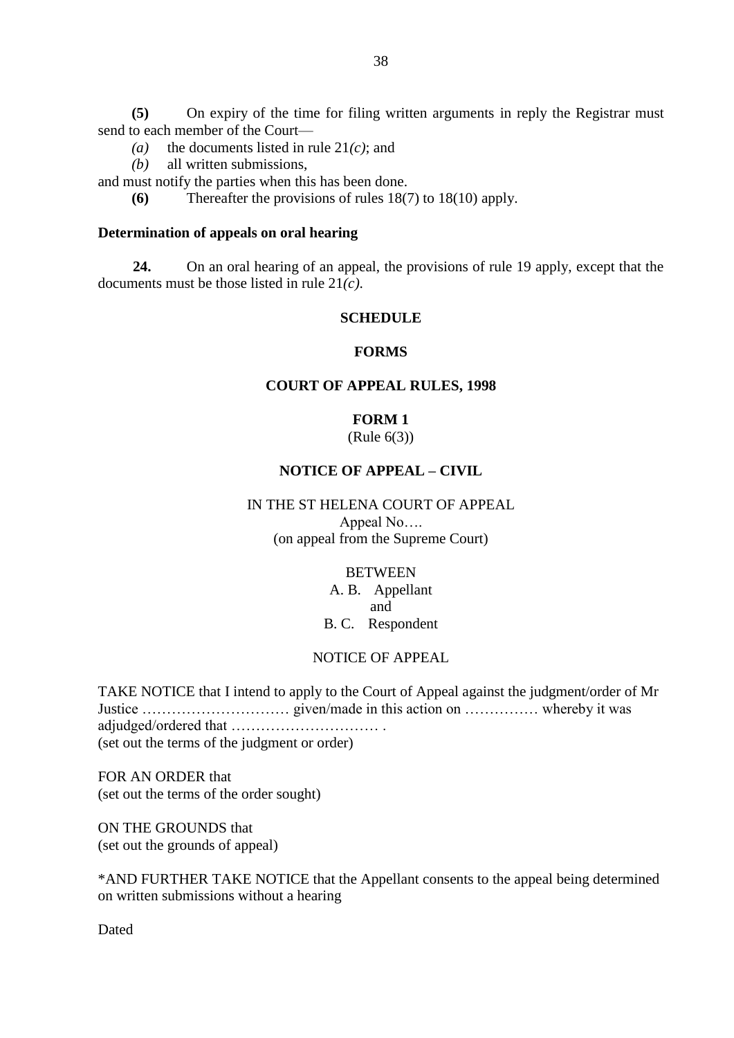**(5)** On expiry of the time for filing written arguments in reply the Registrar must send to each member of the Court—

*(a)* the documents listed in rule 21*(c)*; and

*(b)* all written submissions,

and must notify the parties when this has been done.

**(6)** Thereafter the provisions of rules 18(7) to 18(10) apply.

**Determination of appeals on oral hearing**

**24.** On an oral hearing of an appeal, the provisions of rule 19 apply, except that the documents must be those listed in rule 21*(c)*.

**SCHEDULE**

**FORMS**

**COURT OF APPEAL RULES, 1998**

**FORM 1**
(Rule 6(3))

**NOTICE OF APPEAL – CIVIL**

IN THE ST HELENA COURT OF APPEAL
Appeal No….
(on appeal from the Supreme Court)

BETWEEN
A. B. Appellant
and
B. C. Respondent

NOTICE OF APPEAL

TAKE NOTICE that I intend to apply to the Court of Appeal against the judgment/order of Mr Justice ………………………… given/made in this action on …………… whereby it was adjudged/ordered that ………………………… .
(set out the terms of the judgment or order)

FOR AN ORDER that
(set out the terms of the order sought)

ON THE GROUNDS that
(set out the grounds of appeal)

*AND FURTHER TAKE NOTICE that the Appellant consents to the appeal being determined on written submissions without a hearing

Dated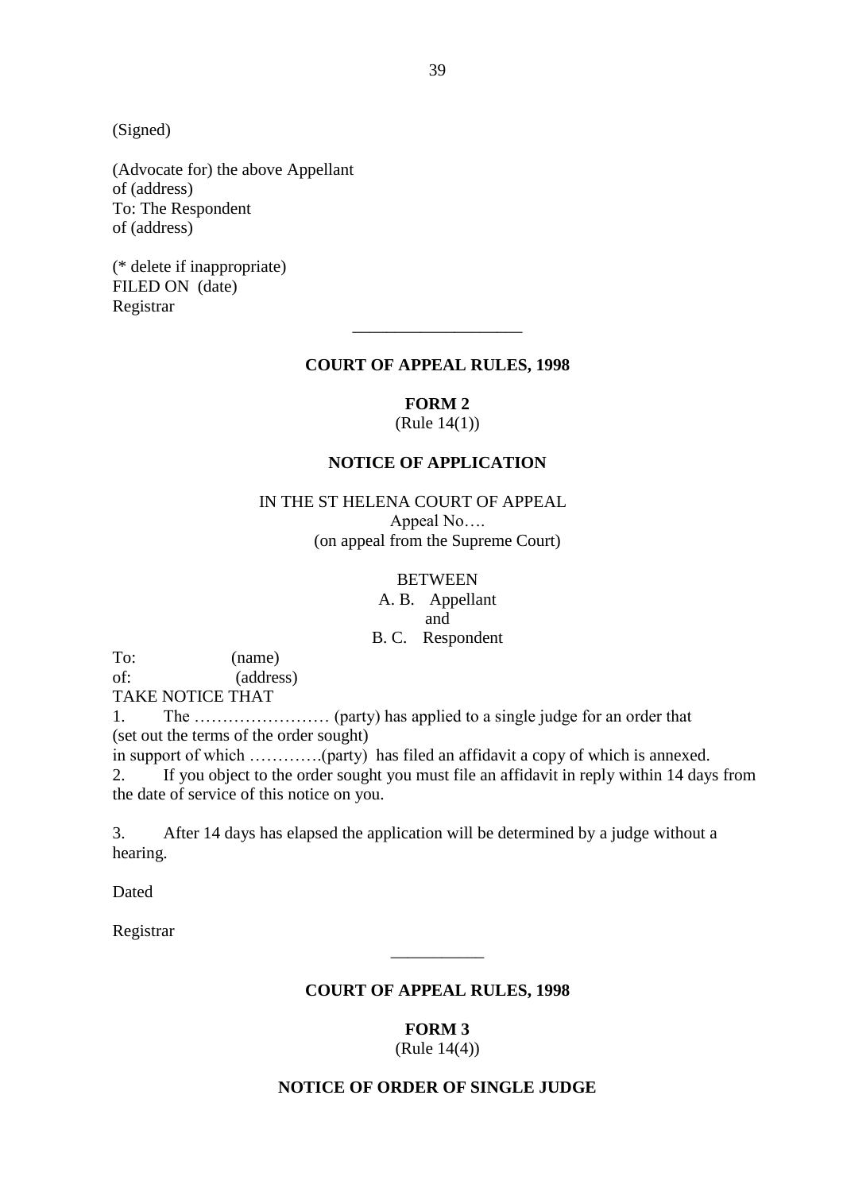(Signed)

(Advocate for) the above Appellant
of (address)
To: The Respondent
of (address)

(* delete if inappropriate)
FILED ON (date)
Registrar

---

**COURT OF APPEAL RULES, 1998**

**FORM 2**
(Rule 14(1))

**NOTICE OF APPLICATION**

IN THE ST HELENA COURT OF APPEAL
Appeal No….
(on appeal from the Supreme Court)

BETWEEN
A. B. Appellant
and
B. C. Respondent

To: (name)
of: (address)
TAKE NOTICE THAT

1. The …………………… (party) has applied to a single judge for an order that (set out the terms of the order sought)
in support of which ………….(party) has filed an affidavit a copy of which is annexed.
2. If you object to the order sought you must file an affidavit in reply within 14 days from the date of service of this notice on you.

3. After 14 days has elapsed the application will be determined by a judge without a hearing.

Dated

Registrar

---

**COURT OF APPEAL RULES, 1998**

**FORM 3**
(Rule 14(4))

**NOTICE OF ORDER OF SINGLE JUDGE**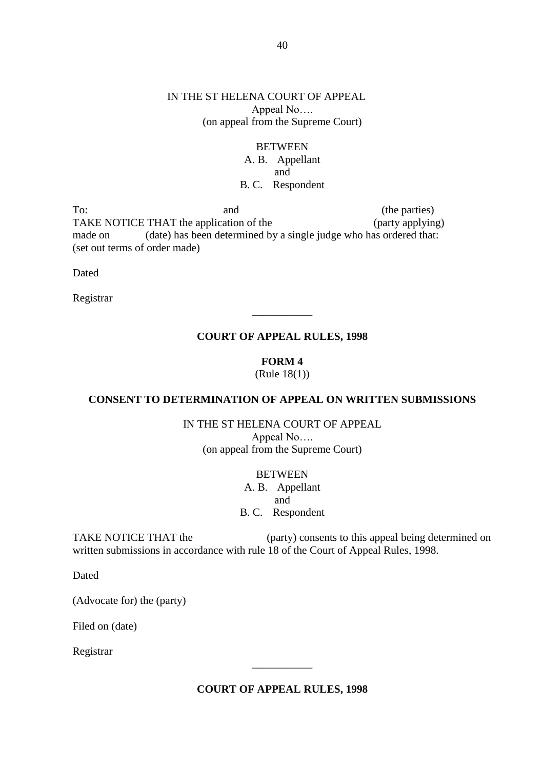IN THE ST HELENA COURT OF APPEAL
Appeal No….
(on appeal from the Supreme Court)

BETWEEN
A. B. Appellant
and
B. C. Respondent

To: and (the parties)
TAKE NOTICE THAT the application of the (party applying) made on (date) has been determined by a single judge who has ordered that:
(set out terms of order made)

Dated

Registrar

---

**COURT OF APPEAL RULES, 1998**

**FORM 4**
(Rule 18(1))

**CONSENT TO DETERMINATION OF APPEAL ON WRITTEN SUBMISSIONS**

IN THE ST HELENA COURT OF APPEAL
Appeal No….
(on appeal from the Supreme Court)

BETWEEN
A. B. Appellant
and
B. C. Respondent

TAKE NOTICE THAT the (party) consents to this appeal being determined on written submissions in accordance with rule 18 of the Court of Appeal Rules, 1998.

Dated

(Advocate for) the (party)

Filed on (date)

Registrar

---

**COURT OF APPEAL RULES, 1998**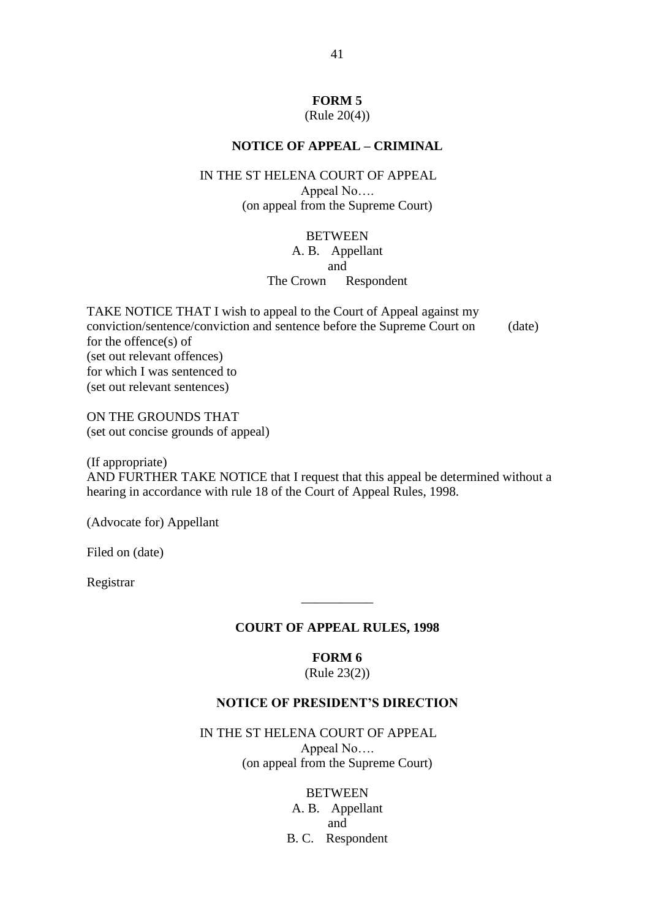**FORM 5**
(Rule 20(4))

**NOTICE OF APPEAL – CRIMINAL**

IN THE ST HELENA COURT OF APPEAL
Appeal No….
(on appeal from the Supreme Court)

BETWEEN
A. B. Appellant
and
The Crown Respondent

TAKE NOTICE THAT I wish to appeal to the Court of Appeal against my conviction/sentence/conviction and sentence before the Supreme Court on (date) for the offence(s) of
(set out relevant offences)
for which I was sentenced to
(set out relevant sentences)

ON THE GROUNDS THAT
(set out concise grounds of appeal)

(If appropriate)
AND FURTHER TAKE NOTICE that I request that this appeal be determined without a hearing in accordance with rule 18 of the Court of Appeal Rules, 1998.

(Advocate for) Appellant

Filed on (date)

Registrar

---

**COURT OF APPEAL RULES, 1998**

**FORM 6**
(Rule 23(2))

**NOTICE OF PRESIDENT'S DIRECTION**

IN THE ST HELENA COURT OF APPEAL
Appeal No….
(on appeal from the Supreme Court)

BETWEEN
A. B. Appellant
and
B. C. Respondent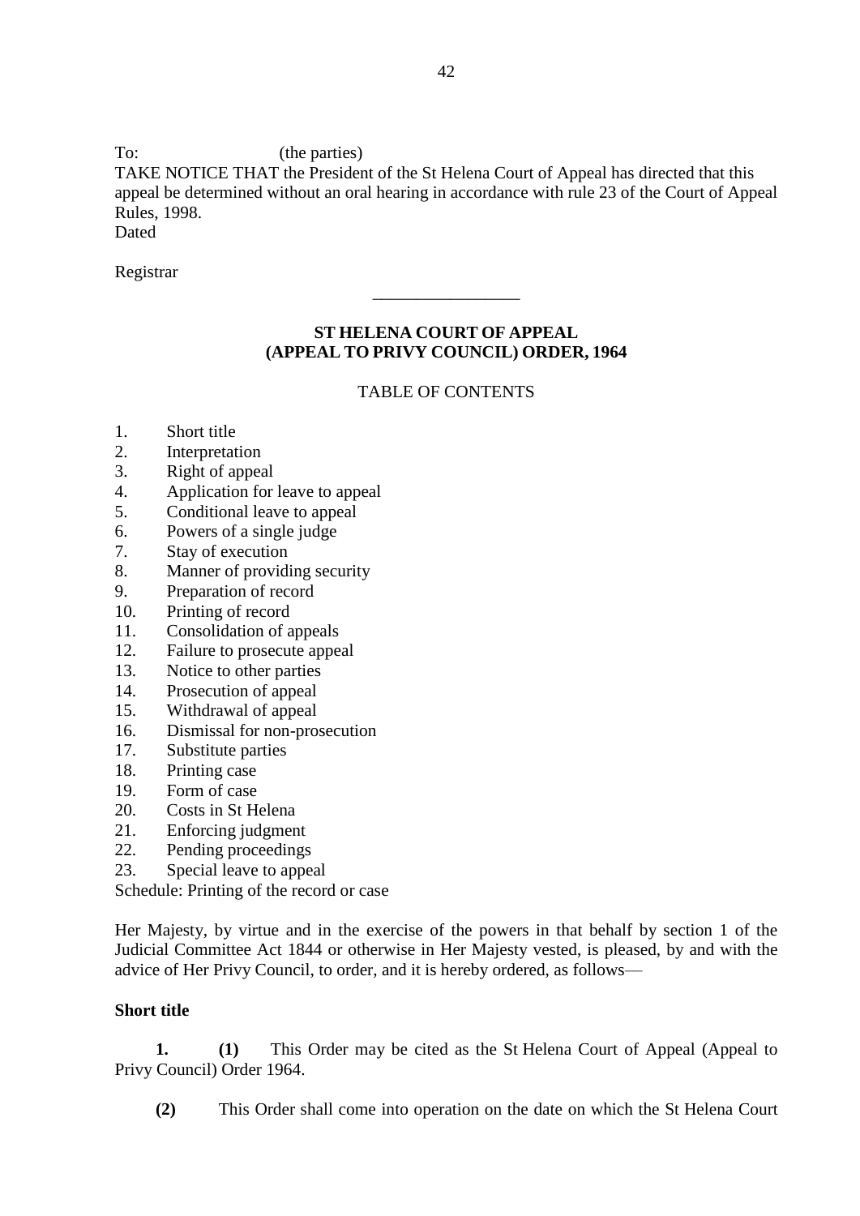To: (the parties)

TAKE NOTICE THAT the President of the St Helena Court of Appeal has directed that this appeal be determined without an oral hearing in accordance with rule 23 of the Court of Appeal Rules, 1998.

Dated

Registrar

---

## ST HELENA COURT OF APPEAL (APPEAL TO PRIVY COUNCIL) ORDER, 1964

TABLE OF CONTENTS

1. Short title
2. Interpretation
3. Right of appeal
4. Application for leave to appeal
5. Conditional leave to appeal
6. Powers of a single judge
7. Stay of execution
8. Manner of providing security
9. Preparation of record
10. Printing of record
11. Consolidation of appeals
12. Failure to prosecute appeal
13. Notice to other parties
14. Prosecution of appeal
15. Withdrawal of appeal
16. Dismissal for non-prosecution
17. Substitute parties
18. Printing case
19. Form of case
20. Costs in St Helena
21. Enforcing judgment
22. Pending proceedings
23. Special leave to appeal

Schedule: Printing of the record or case

Her Majesty, by virtue and in the exercise of the powers in that behalf by section 1 of the Judicial Committee Act 1844 or otherwise in Her Majesty vested, is pleased, by and with the advice of Her Privy Council, to order, and it is hereby ordered, as follows—

**Short title**

**1.** **(1)** This Order may be cited as the St Helena Court of Appeal (Appeal to Privy Council) Order 1964.

**(2)** This Order shall come into operation on the date on which the St Helena Court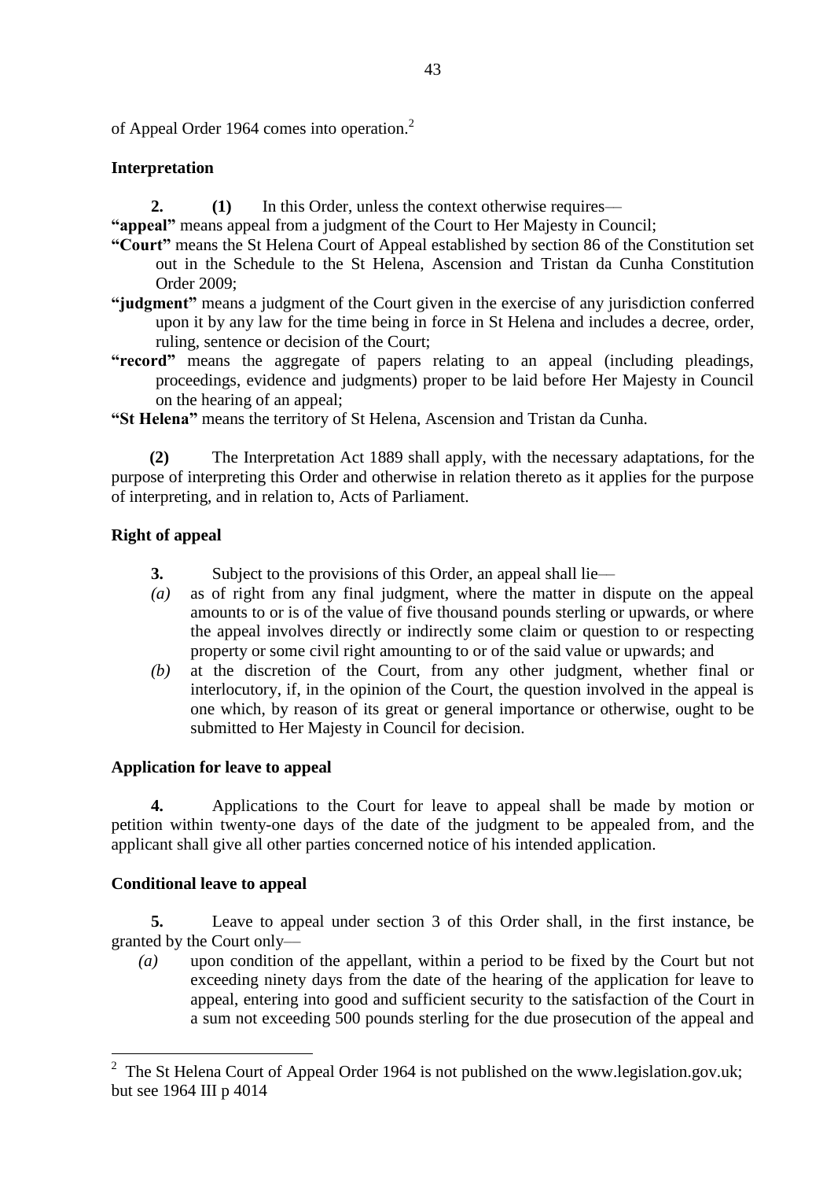of Appeal Order 1964 comes into operation.[2]

**Interpretation**

**2.** **(1)** In this Order, unless the context otherwise requires—

**"appeal"** means appeal from a judgment of the Court to Her Majesty in Council;

**"Court"** means the St Helena Court of Appeal established by section 86 of the Constitution set out in the Schedule to the St Helena, Ascension and Tristan da Cunha Constitution Order 2009;

**"judgment"** means a judgment of the Court given in the exercise of any jurisdiction conferred upon it by any law for the time being in force in St Helena and includes a decree, order, ruling, sentence or decision of the Court;

**"record"** means the aggregate of papers relating to an appeal (including pleadings, proceedings, evidence and judgments) proper to be laid before Her Majesty in Council on the hearing of an appeal;

**"St Helena"** means the territory of St Helena, Ascension and Tristan da Cunha.

**(2)** The Interpretation Act 1889 shall apply, with the necessary adaptations, for the purpose of interpreting this Order and otherwise in relation thereto as it applies for the purpose of interpreting, and in relation to, Acts of Parliament.

**Right of appeal**

**3.** Subject to the provisions of this Order, an appeal shall lie—

*(a)* as of right from any final judgment, where the matter in dispute on the appeal amounts to or is of the value of five thousand pounds sterling or upwards, or where the appeal involves directly or indirectly some claim or question to or respecting property or some civil right amounting to or of the said value or upwards; and

*(b)* at the discretion of the Court, from any other judgment, whether final or interlocutory, if, in the opinion of the Court, the question involved in the appeal is one which, by reason of its great or general importance or otherwise, ought to be submitted to Her Majesty in Council for decision.

**Application for leave to appeal**

**4.** Applications to the Court for leave to appeal shall be made by motion or petition within twenty-one days of the date of the judgment to be appealed from, and the applicant shall give all other parties concerned notice of his intended application.

**Conditional leave to appeal**

**5.** Leave to appeal under section 3 of this Order shall, in the first instance, be granted by the Court only—

*(a)* upon condition of the appellant, within a period to be fixed by the Court but not exceeding ninety days from the date of the hearing of the application for leave to appeal, entering into good and sufficient security to the satisfaction of the Court in a sum not exceeding 500 pounds sterling for the due prosecution of the appeal and

---

[2] The St Helena Court of Appeal Order 1964 is not published on the www.legislation.gov.uk; but see 1964 III p 4014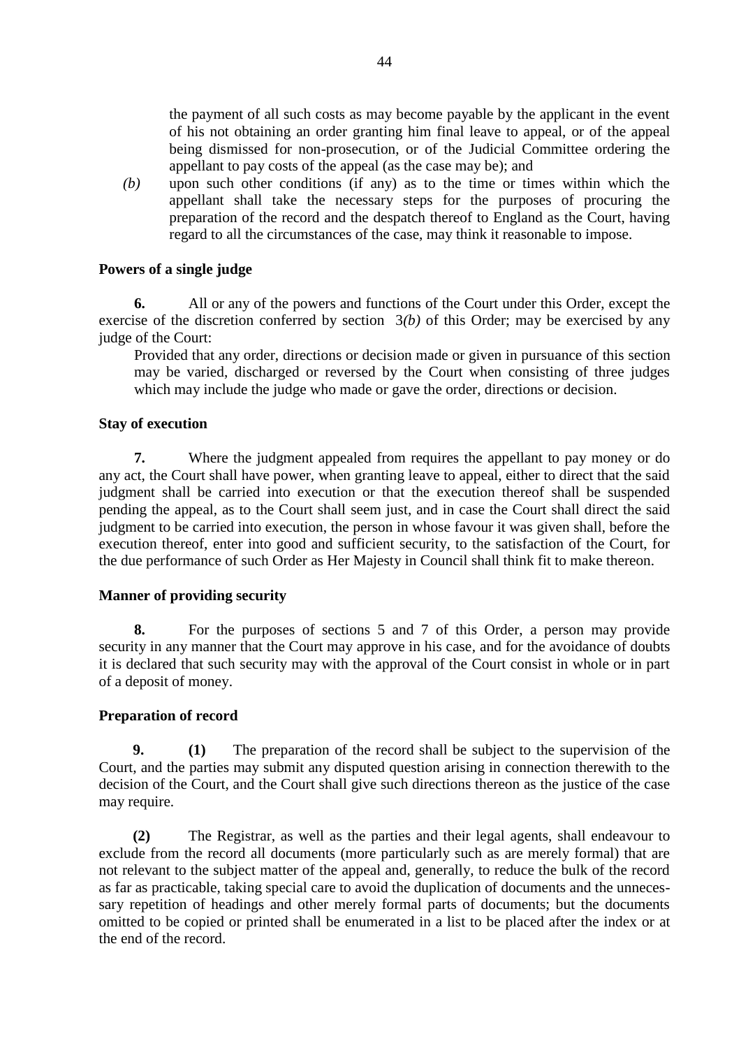the payment of all such costs as may become payable by the applicant in the event of his not obtaining an order granting him final leave to appeal, or of the appeal being dismissed for non-prosecution, or of the Judicial Committee ordering the appellant to pay costs of the appeal (as the case may be); and

*(b)* upon such other conditions (if any) as to the time or times within which the appellant shall take the necessary steps for the purposes of procuring the preparation of the record and the despatch thereof to England as the Court, having regard to all the circumstances of the case, may think it reasonable to impose.

**Powers of a single judge**

**6.** All or any of the powers and functions of the Court under this Order, except the exercise of the discretion conferred by section 3*(b)* of this Order; may be exercised by any judge of the Court:

Provided that any order, directions or decision made or given in pursuance of this section may be varied, discharged or reversed by the Court when consisting of three judges which may include the judge who made or gave the order, directions or decision.

**Stay of execution**

**7.** Where the judgment appealed from requires the appellant to pay money or do any act, the Court shall have power, when granting leave to appeal, either to direct that the said judgment shall be carried into execution or that the execution thereof shall be suspended pending the appeal, as to the Court shall seem just, and in case the Court shall direct the said judgment to be carried into execution, the person in whose favour it was given shall, before the execution thereof, enter into good and sufficient security, to the satisfaction of the Court, for the due performance of such Order as Her Majesty in Council shall think fit to make thereon.

**Manner of providing security**

**8.** For the purposes of sections 5 and 7 of this Order, a person may provide security in any manner that the Court may approve in his case, and for the avoidance of doubts it is declared that such security may with the approval of the Court consist in whole or in part of a deposit of money.

**Preparation of record**

**9.** **(1)** The preparation of the record shall be subject to the supervision of the Court, and the parties may submit any disputed question arising in connection therewith to the decision of the Court, and the Court shall give such directions thereon as the justice of the case may require.

**(2)** The Registrar, as well as the parties and their legal agents, shall endeavour to exclude from the record all documents (more particularly such as are merely formal) that are not relevant to the subject matter of the appeal and, generally, to reduce the bulk of the record as far as practicable, taking special care to avoid the duplication of documents and the unnecessary repetition of headings and other merely formal parts of documents; but the documents omitted to be copied or printed shall be enumerated in a list to be placed after the index or at the end of the record.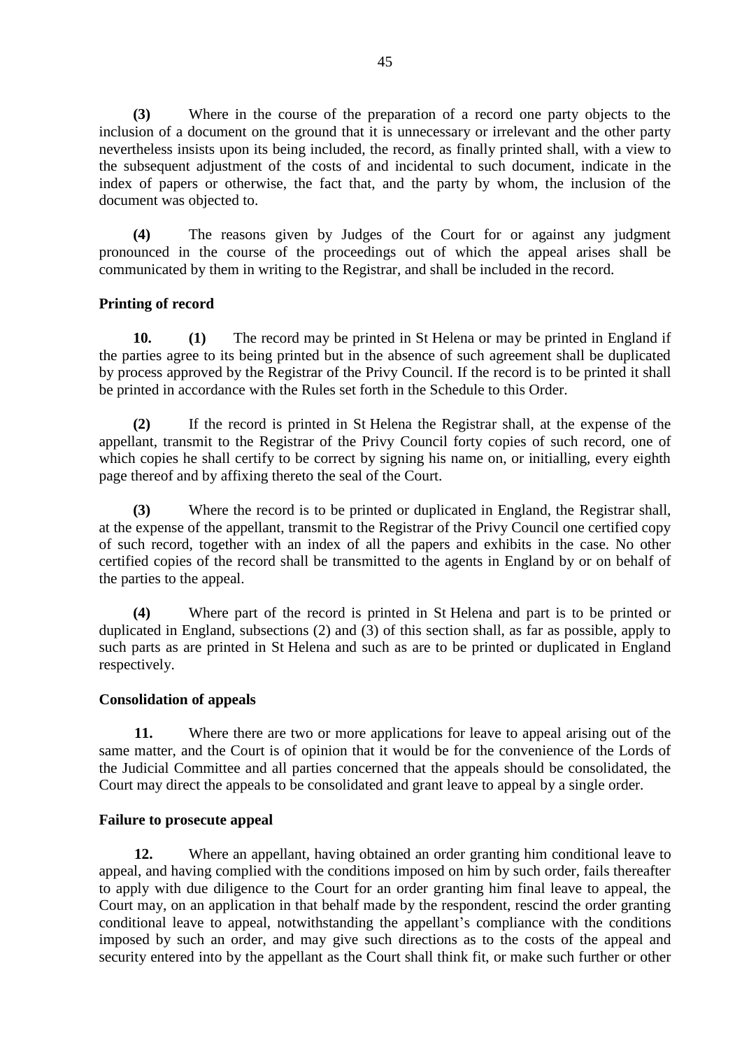**(3)** Where in the course of the preparation of a record one party objects to the inclusion of a document on the ground that it is unnecessary or irrelevant and the other party nevertheless insists upon its being included, the record, as finally printed shall, with a view to the subsequent adjustment of the costs of and incidental to such document, indicate in the index of papers or otherwise, the fact that, and the party by whom, the inclusion of the document was objected to.

**(4)** The reasons given by Judges of the Court for or against any judgment pronounced in the course of the proceedings out of which the appeal arises shall be communicated by them in writing to the Registrar, and shall be included in the record.

**Printing of record**

**10.** **(1)** The record may be printed in St Helena or may be printed in England if the parties agree to its being printed but in the absence of such agreement shall be duplicated by process approved by the Registrar of the Privy Council. If the record is to be printed it shall be printed in accordance with the Rules set forth in the Schedule to this Order.

**(2)** If the record is printed in St Helena the Registrar shall, at the expense of the appellant, transmit to the Registrar of the Privy Council forty copies of such record, one of which copies he shall certify to be correct by signing his name on, or initialling, every eighth page thereof and by affixing thereto the seal of the Court.

**(3)** Where the record is to be printed or duplicated in England, the Registrar shall, at the expense of the appellant, transmit to the Registrar of the Privy Council one certified copy of such record, together with an index of all the papers and exhibits in the case. No other certified copies of the record shall be transmitted to the agents in England by or on behalf of the parties to the appeal.

**(4)** Where part of the record is printed in St Helena and part is to be printed or duplicated in England, subsections (2) and (3) of this section shall, as far as possible, apply to such parts as are printed in St Helena and such as are to be printed or duplicated in England respectively.

**Consolidation of appeals**

**11.** Where there are two or more applications for leave to appeal arising out of the same matter, and the Court is of opinion that it would be for the convenience of the Lords of the Judicial Committee and all parties concerned that the appeals should be consolidated, the Court may direct the appeals to be consolidated and grant leave to appeal by a single order.

**Failure to prosecute appeal**

**12.** Where an appellant, having obtained an order granting him conditional leave to appeal, and having complied with the conditions imposed on him by such order, fails thereafter to apply with due diligence to the Court for an order granting him final leave to appeal, the Court may, on an application in that behalf made by the respondent, rescind the order granting conditional leave to appeal, notwithstanding the appellant's compliance with the conditions imposed by such an order, and may give such directions as to the costs of the appeal and security entered into by the appellant as the Court shall think fit, or make such further or other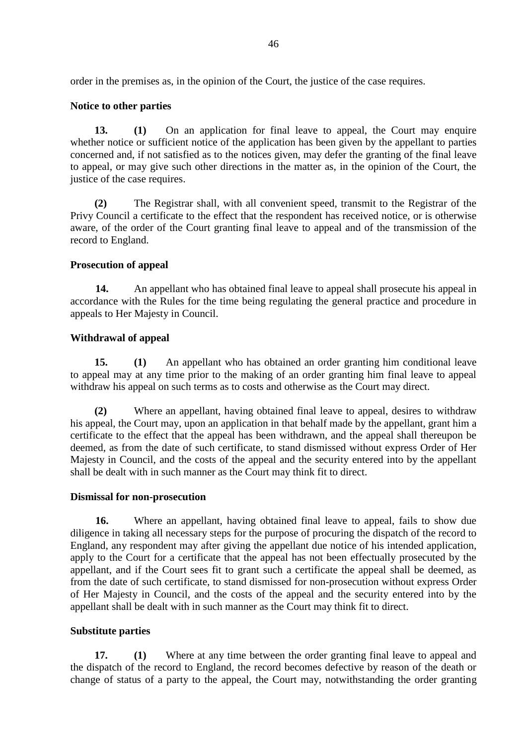order in the premises as, in the opinion of the Court, the justice of the case requires.

**Notice to other parties**

**13. (1)** On an application for final leave to appeal, the Court may enquire whether notice or sufficient notice of the application has been given by the appellant to parties concerned and, if not satisfied as to the notices given, may defer the granting of the final leave to appeal, or may give such other directions in the matter as, in the opinion of the Court, the justice of the case requires.

**(2)** The Registrar shall, with all convenient speed, transmit to the Registrar of the Privy Council a certificate to the effect that the respondent has received notice, or is otherwise aware, of the order of the Court granting final leave to appeal and of the transmission of the record to England.

**Prosecution of appeal**

**14.** An appellant who has obtained final leave to appeal shall prosecute his appeal in accordance with the Rules for the time being regulating the general practice and procedure in appeals to Her Majesty in Council.

**Withdrawal of appeal**

**15. (1)** An appellant who has obtained an order granting him conditional leave to appeal may at any time prior to the making of an order granting him final leave to appeal withdraw his appeal on such terms as to costs and otherwise as the Court may direct.

**(2)** Where an appellant, having obtained final leave to appeal, desires to withdraw his appeal, the Court may, upon an application in that behalf made by the appellant, grant him a certificate to the effect that the appeal has been withdrawn, and the appeal shall thereupon be deemed, as from the date of such certificate, to stand dismissed without express Order of Her Majesty in Council, and the costs of the appeal and the security entered into by the appellant shall be dealt with in such manner as the Court may think fit to direct.

**Dismissal for non-prosecution**

**16.** Where an appellant, having obtained final leave to appeal, fails to show due diligence in taking all necessary steps for the purpose of procuring the dispatch of the record to England, any respondent may after giving the appellant due notice of his intended application, apply to the Court for a certificate that the appeal has not been effectually prosecuted by the appellant, and if the Court sees fit to grant such a certificate the appeal shall be deemed, as from the date of such certificate, to stand dismissed for non-prosecution without express Order of Her Majesty in Council, and the costs of the appeal and the security entered into by the appellant shall be dealt with in such manner as the Court may think fit to direct.

**Substitute parties**

**17. (1)** Where at any time between the order granting final leave to appeal and the dispatch of the record to England, the record becomes defective by reason of the death or change of status of a party to the appeal, the Court may, notwithstanding the order granting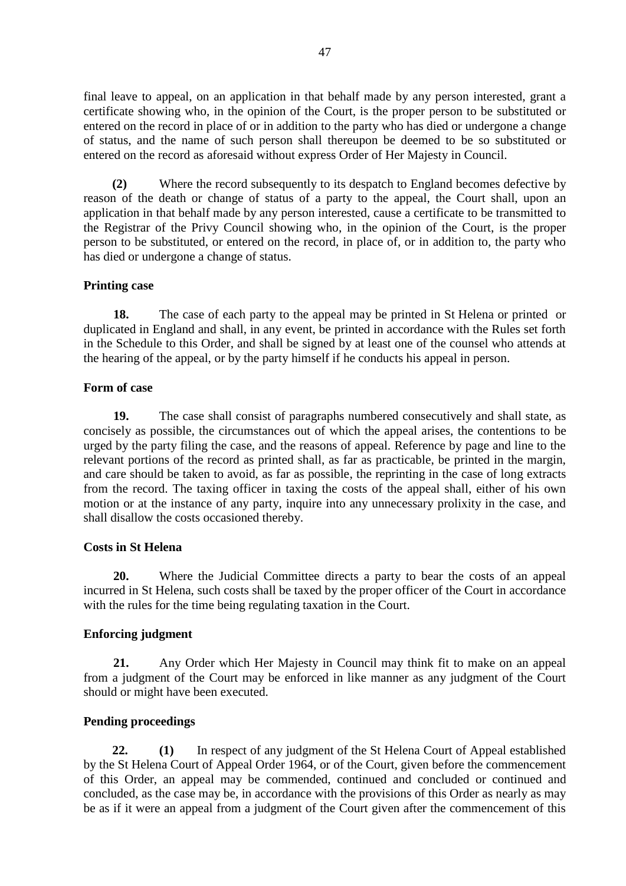final leave to appeal, on an application in that behalf made by any person interested, grant a certificate showing who, in the opinion of the Court, is the proper person to be substituted or entered on the record in place of or in addition to the party who has died or undergone a change of status, and the name of such person shall thereupon be deemed to be so substituted or entered on the record as aforesaid without express Order of Her Majesty in Council.

**(2)** Where the record subsequently to its despatch to England becomes defective by reason of the death or change of status of a party to the appeal, the Court shall, upon an application in that behalf made by any person interested, cause a certificate to be transmitted to the Registrar of the Privy Council showing who, in the opinion of the Court, is the proper person to be substituted, or entered on the record, in place of, or in addition to, the party who has died or undergone a change of status.

**Printing case**

**18.** The case of each party to the appeal may be printed in St Helena or printed or duplicated in England and shall, in any event, be printed in accordance with the Rules set forth in the Schedule to this Order, and shall be signed by at least one of the counsel who attends at the hearing of the appeal, or by the party himself if he conducts his appeal in person.

**Form of case**

**19.** The case shall consist of paragraphs numbered consecutively and shall state, as concisely as possible, the circumstances out of which the appeal arises, the contentions to be urged by the party filing the case, and the reasons of appeal. Reference by page and line to the relevant portions of the record as printed shall, as far as practicable, be printed in the margin, and care should be taken to avoid, as far as possible, the reprinting in the case of long extracts from the record. The taxing officer in taxing the costs of the appeal shall, either of his own motion or at the instance of any party, inquire into any unnecessary prolixity in the case, and shall disallow the costs occasioned thereby.

**Costs in St Helena**

**20.** Where the Judicial Committee directs a party to bear the costs of an appeal incurred in St Helena, such costs shall be taxed by the proper officer of the Court in accordance with the rules for the time being regulating taxation in the Court.

**Enforcing judgment**

**21.** Any Order which Her Majesty in Council may think fit to make on an appeal from a judgment of the Court may be enforced in like manner as any judgment of the Court should or might have been executed.

**Pending proceedings**

**22.** **(1)** In respect of any judgment of the St Helena Court of Appeal established by the St Helena Court of Appeal Order 1964, or of the Court, given before the commencement of this Order, an appeal may be commended, continued and concluded or continued and concluded, as the case may be, in accordance with the provisions of this Order as nearly as may be as if it were an appeal from a judgment of the Court given after the commencement of this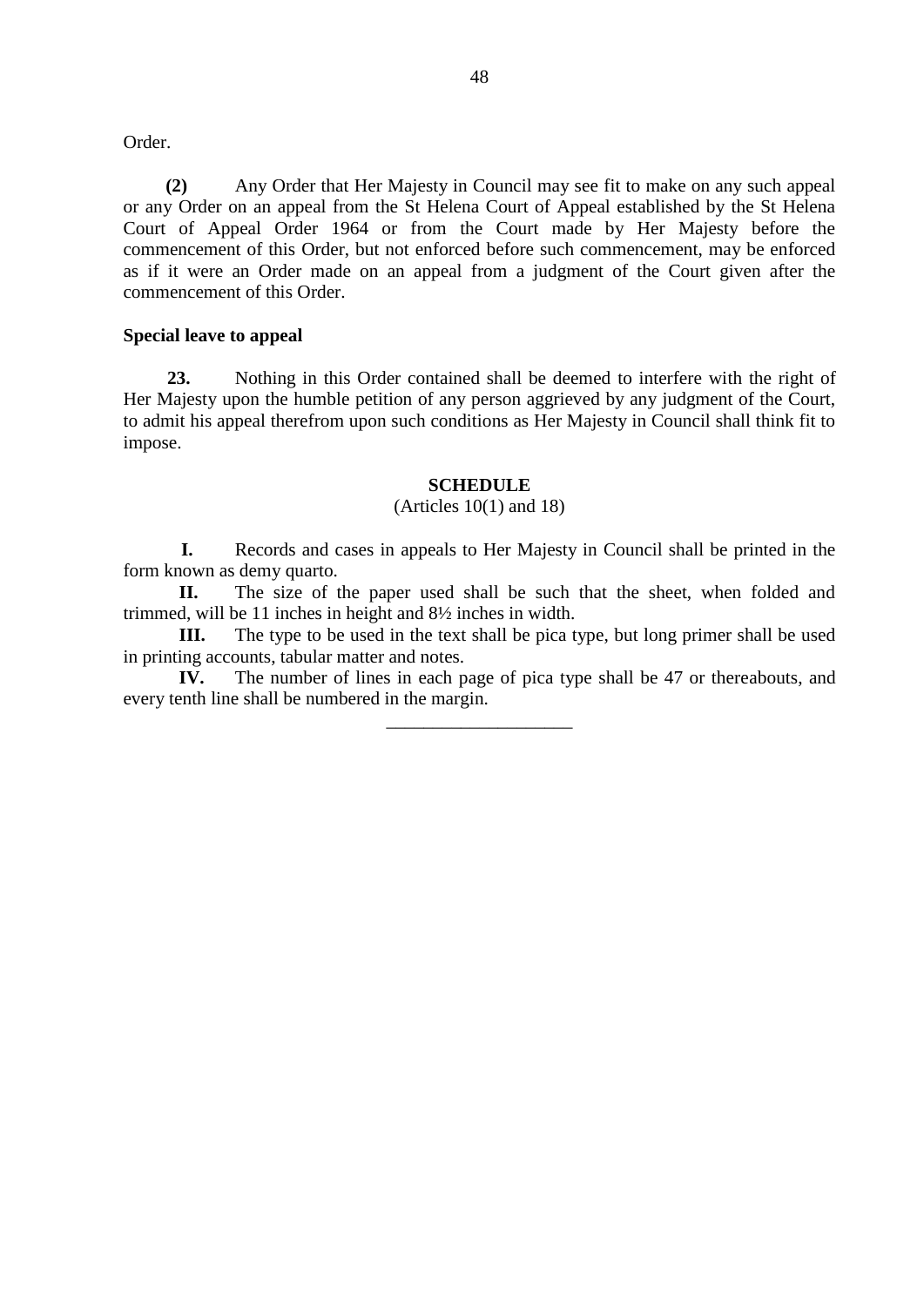Order.

**(2)** Any Order that Her Majesty in Council may see fit to make on any such appeal or any Order on an appeal from the St Helena Court of Appeal established by the St Helena Court of Appeal Order 1964 or from the Court made by Her Majesty before the commencement of this Order, but not enforced before such commencement, may be enforced as if it were an Order made on an appeal from a judgment of the Court given after the commencement of this Order.

**Special leave to appeal**

**23.** Nothing in this Order contained shall be deemed to interfere with the right of Her Majesty upon the humble petition of any person aggrieved by any judgment of the Court, to admit his appeal therefrom upon such conditions as Her Majesty in Council shall think fit to impose.

**SCHEDULE**

(Articles 10(1) and 18)

**I.** Records and cases in appeals to Her Majesty in Council shall be printed in the form known as demy quarto.

**II.** The size of the paper used shall be such that the sheet, when folded and trimmed, will be 11 inches in height and 8½ inches in width.

**III.** The type to be used in the text shall be pica type, but long primer shall be used in printing accounts, tabular matter and notes.

**IV.** The number of lines in each page of pica type shall be 47 or thereabouts, and every tenth line shall be numbered in the margin.

____________________